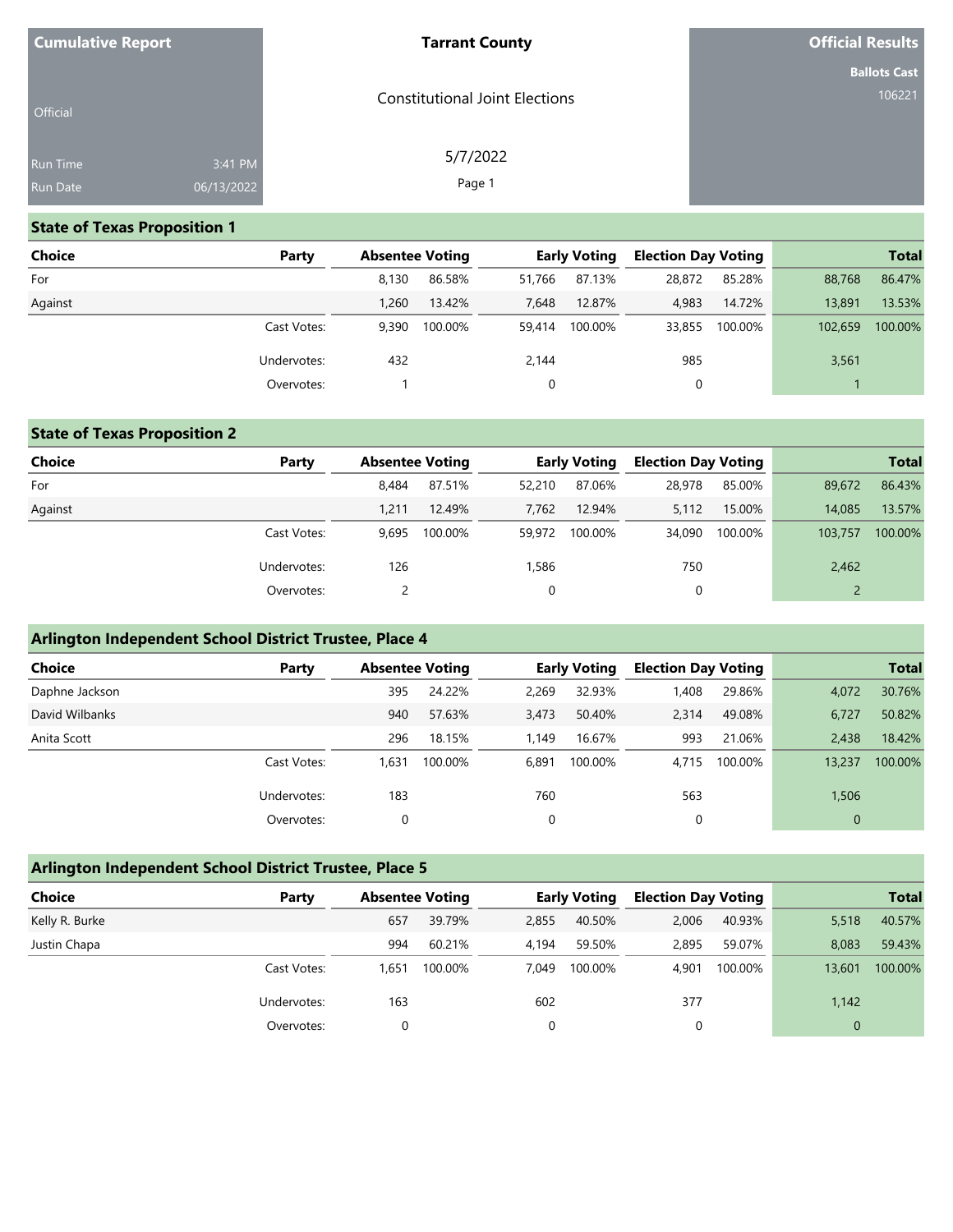**Cumulative Report**

Official

Run Time 3:41 PM
Run Date 06/13/2022

# Tarrant County

Constitutional Joint Elections

5/7/2022

**Official Results**

**Ballots Cast**
106221

## State of Texas Proposition 1

| Choice | Party | Absentee Voting | | Early Voting | | Election Day Voting | | Total | |
|---|---|---|---|---|---|---|---|---|---|
| For | | 8,130 | 86.58% | 51,766 | 87.13% | 28,872 | 85.28% | 88,768 | 86.47% |
| Against | | 1,260 | 13.42% | 7,648 | 12.87% | 4,983 | 14.72% | 13,891 | 13.53% |
| | Cast Votes: | 9,390 | 100.00% | 59,414 | 100.00% | 33,855 | 100.00% | 102,659 | 100.00% |
| | Undervotes: | 432 | | 2,144 | | 985 | | 3,561 | |
| | Overvotes: | 1 | | 0 | | 0 | | 1 | |

## State of Texas Proposition 2

| Choice | Party | Absentee Voting | | Early Voting | | Election Day Voting | | Total | |
|---|---|---|---|---|---|---|---|---|---|
| For | | 8,484 | 87.51% | 52,210 | 87.06% | 28,978 | 85.00% | 89,672 | 86.43% |
| Against | | 1,211 | 12.49% | 7,762 | 12.94% | 5,112 | 15.00% | 14,085 | 13.57% |
| | Cast Votes: | 9,695 | 100.00% | 59,972 | 100.00% | 34,090 | 100.00% | 103,757 | 100.00% |
| | Undervotes: | 126 | | 1,586 | | 750 | | 2,462 | |
| | Overvotes: | 2 | | 0 | | 0 | | 2 | |

## Arlington Independent School District Trustee, Place 4

| Choice | Party | Absentee Voting | | Early Voting | | Election Day Voting | | Total | |
|---|---|---|---|---|---|---|---|---|---|
| Daphne Jackson | | 395 | 24.22% | 2,269 | 32.93% | 1,408 | 29.86% | 4,072 | 30.76% |
| David Wilbanks | | 940 | 57.63% | 3,473 | 50.40% | 2,314 | 49.08% | 6,727 | 50.82% |
| Anita Scott | | 296 | 18.15% | 1,149 | 16.67% | 993 | 21.06% | 2,438 | 18.42% |
| | Cast Votes: | 1,631 | 100.00% | 6,891 | 100.00% | 4,715 | 100.00% | 13,237 | 100.00% |
| | Undervotes: | 183 | | 760 | | 563 | | 1,506 | |
| | Overvotes: | 0 | | 0 | | 0 | | 0 | |

## Arlington Independent School District Trustee, Place 5

| Choice | Party | Absentee Voting | | Early Voting | | Election Day Voting | | Total | |
|---|---|---|---|---|---|---|---|---|---|
| Kelly R. Burke | | 657 | 39.79% | 2,855 | 40.50% | 2,006 | 40.93% | 5,518 | 40.57% |
| Justin Chapa | | 994 | 60.21% | 4,194 | 59.50% | 2,895 | 59.07% | 8,083 | 59.43% |
| | Cast Votes: | 1,651 | 100.00% | 7,049 | 100.00% | 4,901 | 100.00% | 13,601 | 100.00% |
| | Undervotes: | 163 | | 602 | | 377 | | 1,142 | |
| | Overvotes: | 0 | | 0 | | 0 | | 0 | |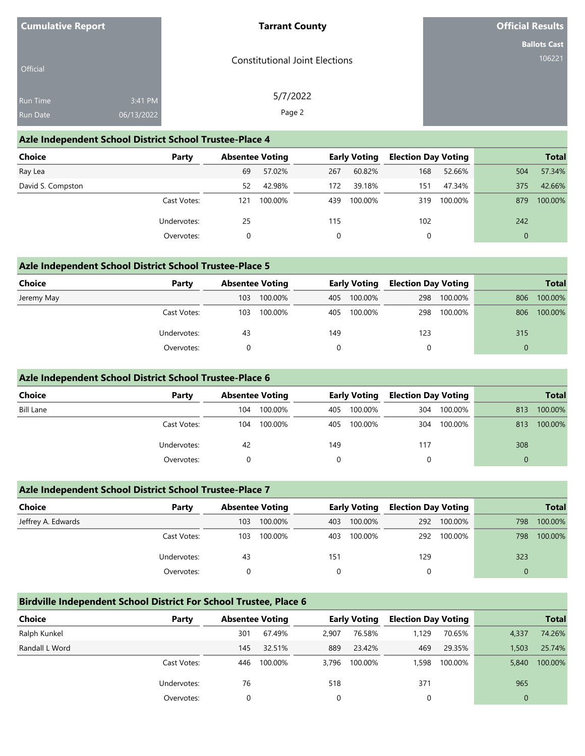**Cumulative Report**

Official

Run Time 3:41 PM
Run Date 06/13/2022

**Tarrant County**

Constitutional Joint Elections

5/7/2022

**Official Results**

**Ballots Cast**
106221

## Azle Independent School District School Trustee-Place 4

| Choice | Party | Absentee Voting | | Early Voting | | Election Day Voting | | Total | |
|---|---|---|---|---|---|---|---|---|---|
| Ray Lea | | 69 | 57.02% | 267 | 60.82% | 168 | 52.66% | 504 | 57.34% |
| David S. Compston | | 52 | 42.98% | 172 | 39.18% | 151 | 47.34% | 375 | 42.66% |
| | Cast Votes: | 121 | 100.00% | 439 | 100.00% | 319 | 100.00% | 879 | 100.00% |
| | Undervotes: | 25 | | 115 | | 102 | | 242 | |
| | Overvotes: | 0 | | 0 | | 0 | | 0 | |

## Azle Independent School District School Trustee-Place 5

| Choice | Party | Absentee Voting | | Early Voting | | Election Day Voting | | Total | |
|---|---|---|---|---|---|---|---|---|---|
| Jeremy May | | 103 | 100.00% | 405 | 100.00% | 298 | 100.00% | 806 | 100.00% |
| | Cast Votes: | 103 | 100.00% | 405 | 100.00% | 298 | 100.00% | 806 | 100.00% |
| | Undervotes: | 43 | | 149 | | 123 | | 315 | |
| | Overvotes: | 0 | | 0 | | 0 | | 0 | |

## Azle Independent School District School Trustee-Place 6

| Choice | Party | Absentee Voting | | Early Voting | | Election Day Voting | | Total | |
|---|---|---|---|---|---|---|---|---|---|
| Bill Lane | | 104 | 100.00% | 405 | 100.00% | 304 | 100.00% | 813 | 100.00% |
| | Cast Votes: | 104 | 100.00% | 405 | 100.00% | 304 | 100.00% | 813 | 100.00% |
| | Undervotes: | 42 | | 149 | | 117 | | 308 | |
| | Overvotes: | 0 | | 0 | | 0 | | 0 | |

## Azle Independent School District School Trustee-Place 7

| Choice | Party | Absentee Voting | | Early Voting | | Election Day Voting | | Total | |
|---|---|---|---|---|---|---|---|---|---|
| Jeffrey A. Edwards | | 103 | 100.00% | 403 | 100.00% | 292 | 100.00% | 798 | 100.00% |
| | Cast Votes: | 103 | 100.00% | 403 | 100.00% | 292 | 100.00% | 798 | 100.00% |
| | Undervotes: | 43 | | 151 | | 129 | | 323 | |
| | Overvotes: | 0 | | 0 | | 0 | | 0 | |

## Birdville Independent School District For School Trustee, Place 6

| Choice | Party | Absentee Voting | | Early Voting | | Election Day Voting | | Total | |
|---|---|---|---|---|---|---|---|---|---|
| Ralph Kunkel | | 301 | 67.49% | 2,907 | 76.58% | 1,129 | 70.65% | 4,337 | 74.26% |
| Randall L Word | | 145 | 32.51% | 889 | 23.42% | 469 | 29.35% | 1,503 | 25.74% |
| | Cast Votes: | 446 | 100.00% | 3,796 | 100.00% | 1,598 | 100.00% | 5,840 | 100.00% |
| | Undervotes: | 76 | | 518 | | 371 | | 965 | |
| | Overvotes: | 0 | | 0 | | 0 | | 0 | |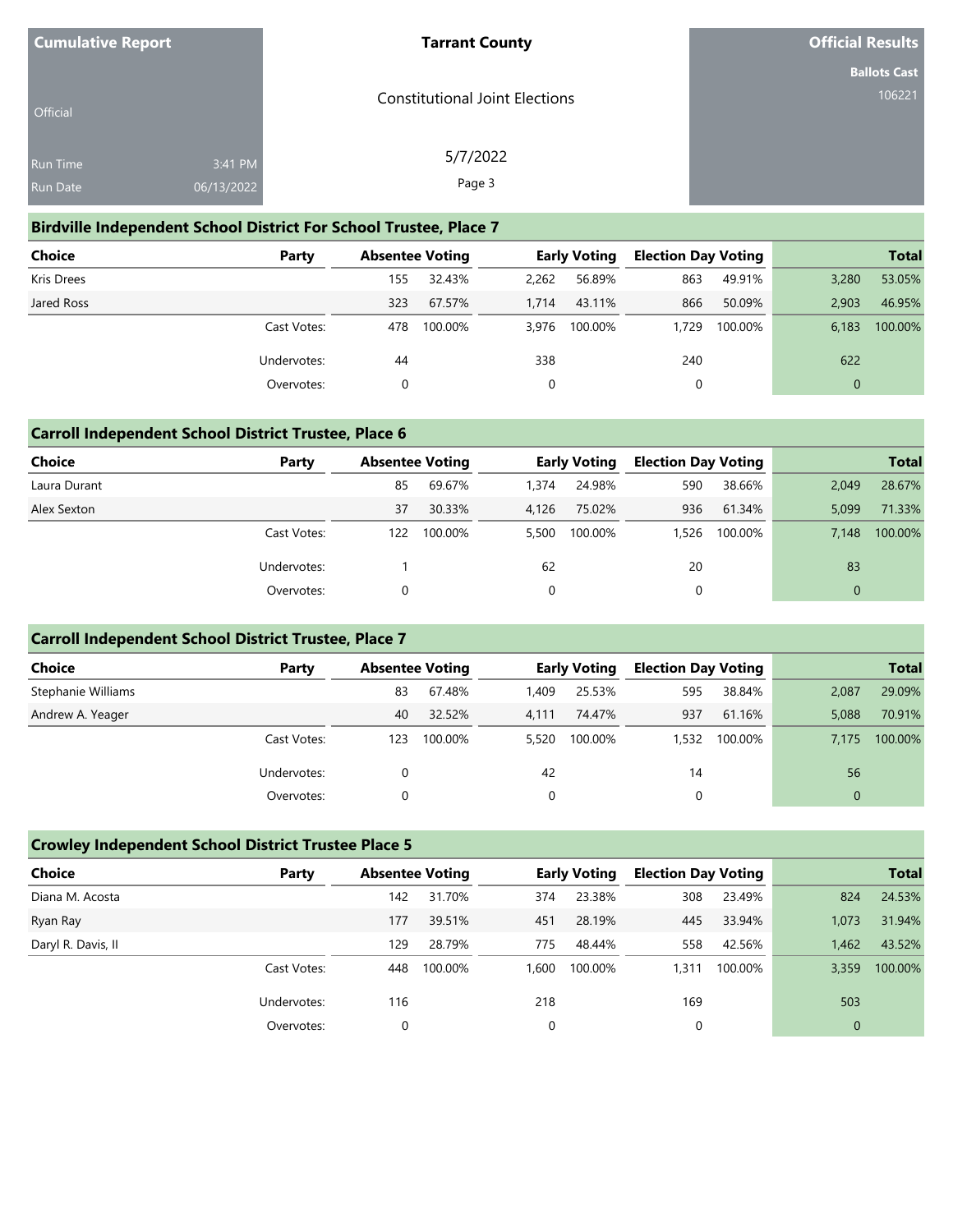Cumulative Report

Official

Run Time 3:41 PM
Run Date 06/13/2022

**Tarrant County**

Constitutional Joint Elections

5/7/2022

**Official Results**

**Ballots Cast**
106221

### Birdville Independent School District For School Trustee, Place 7

| Choice | Party | Absentee Voting | | Early Voting | | Election Day Voting | | Total | |
|---|---|---|---|---|---|---|---|---|---|
| Kris Drees | | 155 | 32.43% | 2,262 | 56.89% | 863 | 49.91% | 3,280 | 53.05% |
| Jared Ross | | 323 | 67.57% | 1,714 | 43.11% | 866 | 50.09% | 2,903 | 46.95% |
| | Cast Votes: | 478 | 100.00% | 3,976 | 100.00% | 1,729 | 100.00% | 6,183 | 100.00% |
| | Undervotes: | 44 | | 338 | | 240 | | 622 | |
| | Overvotes: | 0 | | 0 | | 0 | | 0 | |

### Carroll Independent School District Trustee, Place 6

| Choice | Party | Absentee Voting | | Early Voting | | Election Day Voting | | Total | |
|---|---|---|---|---|---|---|---|---|---|
| Laura Durant | | 85 | 69.67% | 1,374 | 24.98% | 590 | 38.66% | 2,049 | 28.67% |
| Alex Sexton | | 37 | 30.33% | 4,126 | 75.02% | 936 | 61.34% | 5,099 | 71.33% |
| | Cast Votes: | 122 | 100.00% | 5,500 | 100.00% | 1,526 | 100.00% | 7,148 | 100.00% |
| | Undervotes: | 1 | | 62 | | 20 | | 83 | |
| | Overvotes: | 0 | | 0 | | 0 | | 0 | |

### Carroll Independent School District Trustee, Place 7

| Choice | Party | Absentee Voting | | Early Voting | | Election Day Voting | | Total | |
|---|---|---|---|---|---|---|---|---|---|
| Stephanie Williams | | 83 | 67.48% | 1,409 | 25.53% | 595 | 38.84% | 2,087 | 29.09% |
| Andrew A. Yeager | | 40 | 32.52% | 4,111 | 74.47% | 937 | 61.16% | 5,088 | 70.91% |
| | Cast Votes: | 123 | 100.00% | 5,520 | 100.00% | 1,532 | 100.00% | 7,175 | 100.00% |
| | Undervotes: | 0 | | 42 | | 14 | | 56 | |
| | Overvotes: | 0 | | 0 | | 0 | | 0 | |

### Crowley Independent School District Trustee Place 5

| Choice | Party | Absentee Voting | | Early Voting | | Election Day Voting | | Total | |
|---|---|---|---|---|---|---|---|---|---|
| Diana M. Acosta | | 142 | 31.70% | 374 | 23.38% | 308 | 23.49% | 824 | 24.53% |
| Ryan Ray | | 177 | 39.51% | 451 | 28.19% | 445 | 33.94% | 1,073 | 31.94% |
| Daryl R. Davis, II | | 129 | 28.79% | 775 | 48.44% | 558 | 42.56% | 1,462 | 43.52% |
| | Cast Votes: | 448 | 100.00% | 1,600 | 100.00% | 1,311 | 100.00% | 3,359 | 100.00% |
| | Undervotes: | 116 | | 218 | | 169 | | 503 | |
| | Overvotes: | 0 | | 0 | | 0 | | 0 | |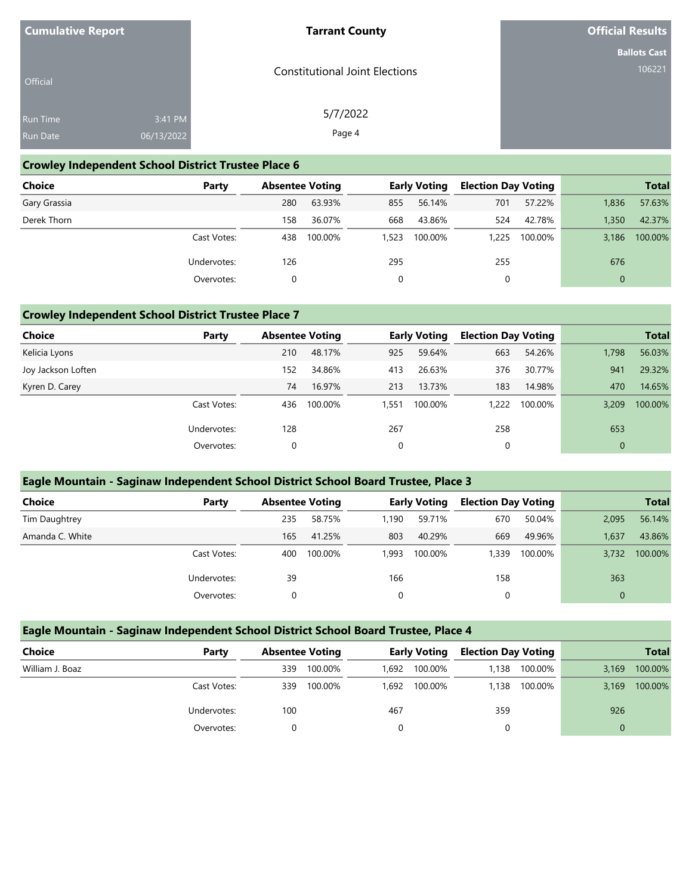| Cumulative Report | Tarrant County | Official Results |
|---|---|---|
| Official | Constitutional Joint Elections | Ballots Cast 106221 |
| Run Time 3:41 PM | 5/7/2022 | |
| Run Date 06/13/2022 | | |

## Crowley Independent School District Trustee Place 6

| Choice | Party | Absentee Voting | | Early Voting | | Election Day Voting | | Total | |
|---|---|---|---|---|---|---|---|---|---|
| Gary Grassia | | 280 | 63.93% | 855 | 56.14% | 701 | 57.22% | 1,836 | 57.63% |
| Derek Thorn | | 158 | 36.07% | 668 | 43.86% | 524 | 42.78% | 1,350 | 42.37% |
| | Cast Votes: | 438 | 100.00% | 1,523 | 100.00% | 1,225 | 100.00% | 3,186 | 100.00% |
| | Undervotes: | 126 | | 295 | | 255 | | 676 | |
| | Overvotes: | 0 | | 0 | | 0 | | 0 | |

## Crowley Independent School District Trustee Place 7

| Choice | Party | Absentee Voting | | Early Voting | | Election Day Voting | | Total | |
|---|---|---|---|---|---|---|---|---|---|
| Kelicia Lyons | | 210 | 48.17% | 925 | 59.64% | 663 | 54.26% | 1,798 | 56.03% |
| Joy Jackson Loften | | 152 | 34.86% | 413 | 26.63% | 376 | 30.77% | 941 | 29.32% |
| Kyren D. Carey | | 74 | 16.97% | 213 | 13.73% | 183 | 14.98% | 470 | 14.65% |
| | Cast Votes: | 436 | 100.00% | 1,551 | 100.00% | 1,222 | 100.00% | 3,209 | 100.00% |
| | Undervotes: | 128 | | 267 | | 258 | | 653 | |
| | Overvotes: | 0 | | 0 | | 0 | | 0 | |

## Eagle Mountain - Saginaw Independent School District School Board Trustee, Place 3

| Choice | Party | Absentee Voting | | Early Voting | | Election Day Voting | | Total | |
|---|---|---|---|---|---|---|---|---|---|
| Tim Daughtrey | | 235 | 58.75% | 1,190 | 59.71% | 670 | 50.04% | 2,095 | 56.14% |
| Amanda C. White | | 165 | 41.25% | 803 | 40.29% | 669 | 49.96% | 1,637 | 43.86% |
| | Cast Votes: | 400 | 100.00% | 1,993 | 100.00% | 1,339 | 100.00% | 3,732 | 100.00% |
| | Undervotes: | 39 | | 166 | | 158 | | 363 | |
| | Overvotes: | 0 | | 0 | | 0 | | 0 | |

## Eagle Mountain - Saginaw Independent School District School Board Trustee, Place 4

| Choice | Party | Absentee Voting | | Early Voting | | Election Day Voting | | Total | |
|---|---|---|---|---|---|---|---|---|---|
| William J. Boaz | | 339 | 100.00% | 1,692 | 100.00% | 1,138 | 100.00% | 3,169 | 100.00% |
| | Cast Votes: | 339 | 100.00% | 1,692 | 100.00% | 1,138 | 100.00% | 3,169 | 100.00% |
| | Undervotes: | 100 | | 467 | | 359 | | 926 | |
| | Overvotes: | 0 | | 0 | | 0 | | 0 | |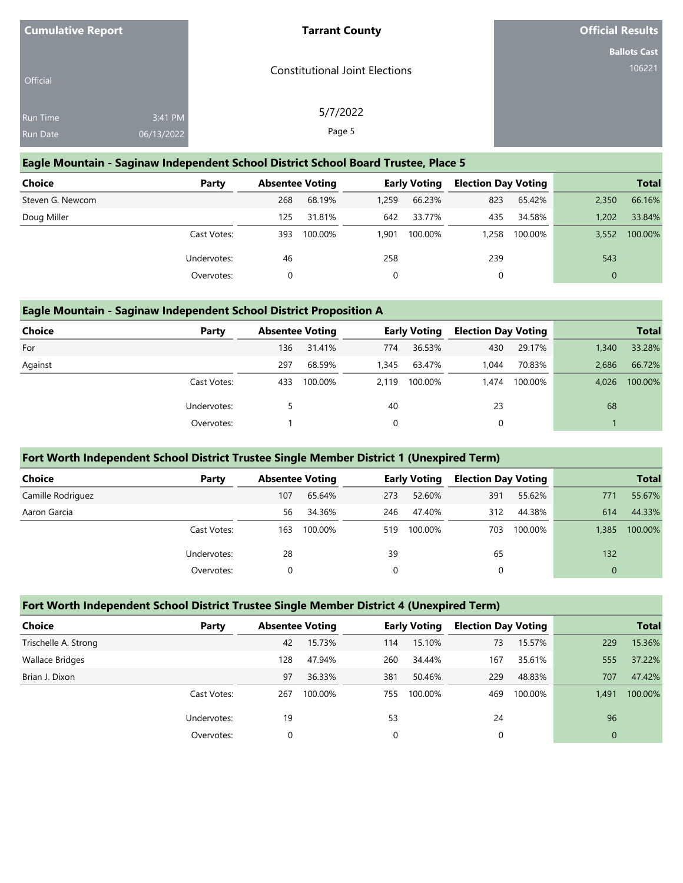## Eagle Mountain - Saginaw Independent School District School Board Trustee, Place 5

| Choice | Party | Absentee Voting | | Early Voting | | Election Day Voting | | Total | |
|---|---|---|---|---|---|---|---|---|---|
| Steven G. Newcom | | 268 | 68.19% | 1,259 | 66.23% | 823 | 65.42% | 2,350 | 66.16% |
| Doug Miller | | 125 | 31.81% | 642 | 33.77% | 435 | 34.58% | 1,202 | 33.84% |
| | Cast Votes: | 393 | 100.00% | 1,901 | 100.00% | 1,258 | 100.00% | 3,552 | 100.00% |
| | Undervotes: | 46 | | 258 | | 239 | | 543 | |
| | Overvotes: | 0 | | 0 | | 0 | | 0 | |

## Eagle Mountain - Saginaw Independent School District Proposition A

| Choice | Party | Absentee Voting | | Early Voting | | Election Day Voting | | Total | |
|---|---|---|---|---|---|---|---|---|---|
| For | | 136 | 31.41% | 774 | 36.53% | 430 | 29.17% | 1,340 | 33.28% |
| Against | | 297 | 68.59% | 1,345 | 63.47% | 1,044 | 70.83% | 2,686 | 66.72% |
| | Cast Votes: | 433 | 100.00% | 2,119 | 100.00% | 1,474 | 100.00% | 4,026 | 100.00% |
| | Undervotes: | 5 | | 40 | | 23 | | 68 | |
| | Overvotes: | 1 | | 0 | | 0 | | 1 | |

## Fort Worth Independent School District Trustee Single Member District 1 (Unexpired Term)

| Choice | Party | Absentee Voting | | Early Voting | | Election Day Voting | | Total | |
|---|---|---|---|---|---|---|---|---|---|
| Camille Rodriguez | | 107 | 65.64% | 273 | 52.60% | 391 | 55.62% | 771 | 55.67% |
| Aaron Garcia | | 56 | 34.36% | 246 | 47.40% | 312 | 44.38% | 614 | 44.33% |
| | Cast Votes: | 163 | 100.00% | 519 | 100.00% | 703 | 100.00% | 1,385 | 100.00% |
| | Undervotes: | 28 | | 39 | | 65 | | 132 | |
| | Overvotes: | 0 | | 0 | | 0 | | 0 | |

## Fort Worth Independent School District Trustee Single Member District 4 (Unexpired Term)

| Choice | Party | Absentee Voting | | Early Voting | | Election Day Voting | | Total | |
|---|---|---|---|---|---|---|---|---|---|
| Trischelle A. Strong | | 42 | 15.73% | 114 | 15.10% | 73 | 15.57% | 229 | 15.36% |
| Wallace Bridges | | 128 | 47.94% | 260 | 34.44% | 167 | 35.61% | 555 | 37.22% |
| Brian J. Dixon | | 97 | 36.33% | 381 | 50.46% | 229 | 48.83% | 707 | 47.42% |
| | Cast Votes: | 267 | 100.00% | 755 | 100.00% | 469 | 100.00% | 1,491 | 100.00% |
| | Undervotes: | 19 | | 53 | | 24 | | 96 | |
| | Overvotes: | 0 | | 0 | | 0 | | 0 | |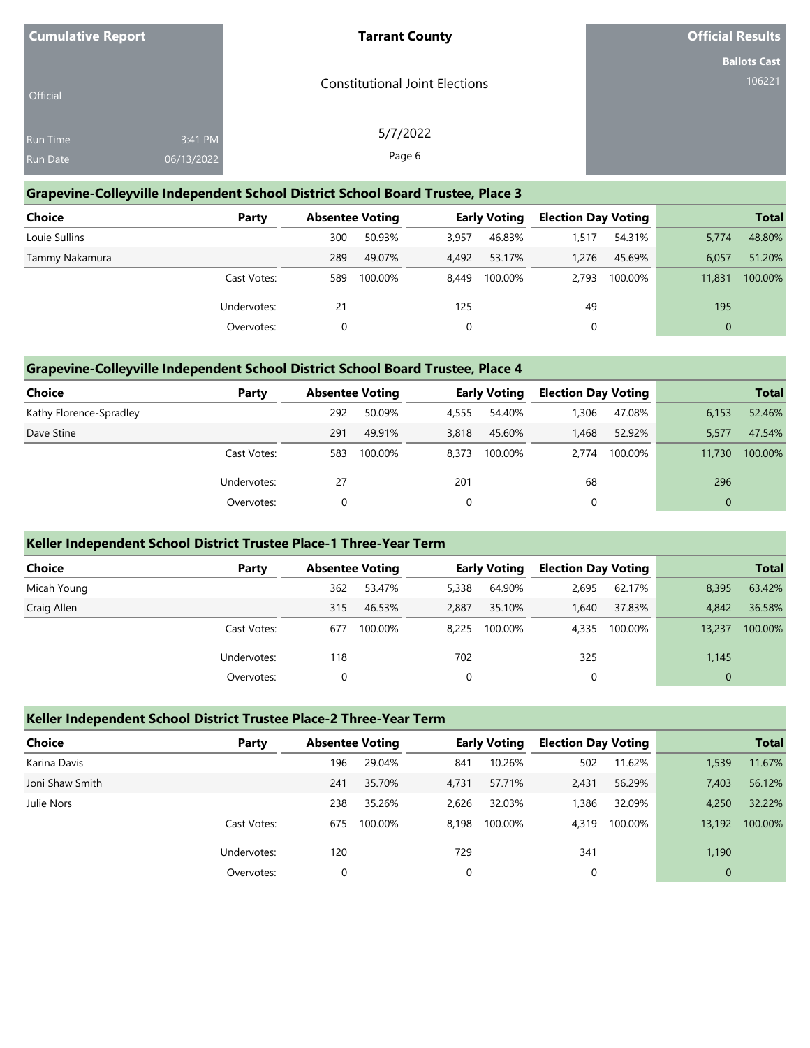Cumulative Report

Official

Run Time 3:41 PM
Run Date 06/13/2022

**Tarrant County**

Constitutional Joint Elections

5/7/2022

**Official Results**

**Ballots Cast**
106221

## Grapevine-Colleyville Independent School District School Board Trustee, Place 3

| Choice | Party | Absentee Voting | | Early Voting | | Election Day Voting | | Total | |
|---|---|---|---|---|---|---|---|---|---|
| Louie Sullins | | 300 | 50.93% | 3,957 | 46.83% | 1,517 | 54.31% | 5,774 | 48.80% |
| Tammy Nakamura | | 289 | 49.07% | 4,492 | 53.17% | 1,276 | 45.69% | 6,057 | 51.20% |
| | Cast Votes: | 589 | 100.00% | 8,449 | 100.00% | 2,793 | 100.00% | 11,831 | 100.00% |
| | Undervotes: | 21 | | 125 | | 49 | | 195 | |
| | Overvotes: | 0 | | 0 | | 0 | | 0 | |

## Grapevine-Colleyville Independent School District School Board Trustee, Place 4

| Choice | Party | Absentee Voting | | Early Voting | | Election Day Voting | | Total | |
|---|---|---|---|---|---|---|---|---|---|
| Kathy Florence-Spradley | | 292 | 50.09% | 4,555 | 54.40% | 1,306 | 47.08% | 6,153 | 52.46% |
| Dave Stine | | 291 | 49.91% | 3,818 | 45.60% | 1,468 | 52.92% | 5,577 | 47.54% |
| | Cast Votes: | 583 | 100.00% | 8,373 | 100.00% | 2,774 | 100.00% | 11,730 | 100.00% |
| | Undervotes: | 27 | | 201 | | 68 | | 296 | |
| | Overvotes: | 0 | | 0 | | 0 | | 0 | |

## Keller Independent School District Trustee Place-1 Three-Year Term

| Choice | Party | Absentee Voting | | Early Voting | | Election Day Voting | | Total | |
|---|---|---|---|---|---|---|---|---|---|
| Micah Young | | 362 | 53.47% | 5,338 | 64.90% | 2,695 | 62.17% | 8,395 | 63.42% |
| Craig Allen | | 315 | 46.53% | 2,887 | 35.10% | 1,640 | 37.83% | 4,842 | 36.58% |
| | Cast Votes: | 677 | 100.00% | 8,225 | 100.00% | 4,335 | 100.00% | 13,237 | 100.00% |
| | Undervotes: | 118 | | 702 | | 325 | | 1,145 | |
| | Overvotes: | 0 | | 0 | | 0 | | 0 | |

## Keller Independent School District Trustee Place-2 Three-Year Term

| Choice | Party | Absentee Voting | | Early Voting | | Election Day Voting | | Total | |
|---|---|---|---|---|---|---|---|---|---|
| Karina Davis | | 196 | 29.04% | 841 | 10.26% | 502 | 11.62% | 1,539 | 11.67% |
| Joni Shaw Smith | | 241 | 35.70% | 4,731 | 57.71% | 2,431 | 56.29% | 7,403 | 56.12% |
| Julie Nors | | 238 | 35.26% | 2,626 | 32.03% | 1,386 | 32.09% | 4,250 | 32.22% |
| | Cast Votes: | 675 | 100.00% | 8,198 | 100.00% | 4,319 | 100.00% | 13,192 | 100.00% |
| | Undervotes: | 120 | | 729 | | 341 | | 1,190 | |
| | Overvotes: | 0 | | 0 | | 0 | | 0 | |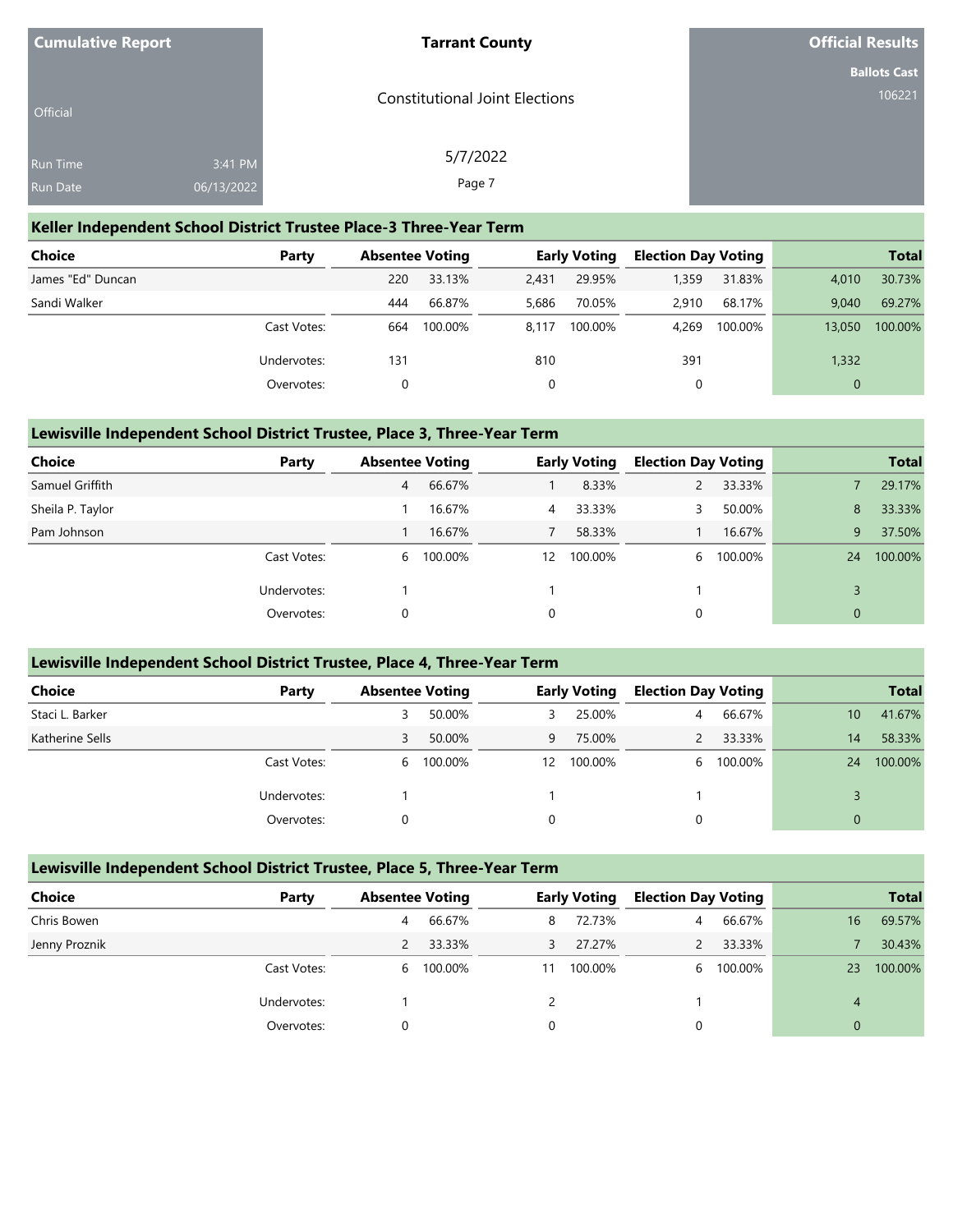## Keller Independent School District Trustee Place-3 Three-Year Term

| Choice | Party | Absentee Voting | | Early Voting | | Election Day Voting | | Total | |
|---|---|---|---|---|---|---|---|---|---|
| James "Ed" Duncan | | 220 | 33.13% | 2,431 | 29.95% | 1,359 | 31.83% | 4,010 | 30.73% |
| Sandi Walker | | 444 | 66.87% | 5,686 | 70.05% | 2,910 | 68.17% | 9,040 | 69.27% |
| | Cast Votes: | 664 | 100.00% | 8,117 | 100.00% | 4,269 | 100.00% | 13,050 | 100.00% |
| | Undervotes: | 131 | | 810 | | 391 | | 1,332 | |
| | Overvotes: | 0 | | 0 | | 0 | | 0 | |

## Lewisville Independent School District Trustee, Place 3, Three-Year Term

| Choice | Party | Absentee Voting | | Early Voting | | Election Day Voting | | Total | |
|---|---|---|---|---|---|---|---|---|---|
| Samuel Griffith | | 4 | 66.67% | 1 | 8.33% | 2 | 33.33% | 7 | 29.17% |
| Sheila P. Taylor | | 1 | 16.67% | 4 | 33.33% | 3 | 50.00% | 8 | 33.33% |
| Pam Johnson | | 1 | 16.67% | 7 | 58.33% | 1 | 16.67% | 9 | 37.50% |
| | Cast Votes: | 6 | 100.00% | 12 | 100.00% | 6 | 100.00% | 24 | 100.00% |
| | Undervotes: | 1 | | 1 | | 1 | | 3 | |
| | Overvotes: | 0 | | 0 | | 0 | | 0 | |

## Lewisville Independent School District Trustee, Place 4, Three-Year Term

| Choice | Party | Absentee Voting | | Early Voting | | Election Day Voting | | Total | |
|---|---|---|---|---|---|---|---|---|---|
| Staci L. Barker | | 3 | 50.00% | 3 | 25.00% | 4 | 66.67% | 10 | 41.67% |
| Katherine Sells | | 3 | 50.00% | 9 | 75.00% | 2 | 33.33% | 14 | 58.33% |
| | Cast Votes: | 6 | 100.00% | 12 | 100.00% | 6 | 100.00% | 24 | 100.00% |
| | Undervotes: | 1 | | 1 | | 1 | | 3 | |
| | Overvotes: | 0 | | 0 | | 0 | | 0 | |

## Lewisville Independent School District Trustee, Place 5, Three-Year Term

| Choice | Party | Absentee Voting | | Early Voting | | Election Day Voting | | Total | |
|---|---|---|---|---|---|---|---|---|---|
| Chris Bowen | | 4 | 66.67% | 8 | 72.73% | 4 | 66.67% | 16 | 69.57% |
| Jenny Proznik | | 2 | 33.33% | 3 | 27.27% | 2 | 33.33% | 7 | 30.43% |
| | Cast Votes: | 6 | 100.00% | 11 | 100.00% | 6 | 100.00% | 23 | 100.00% |
| | Undervotes: | 1 | | 2 | | 1 | | 4 | |
| | Overvotes: | 0 | | 0 | | 0 | | 0 | |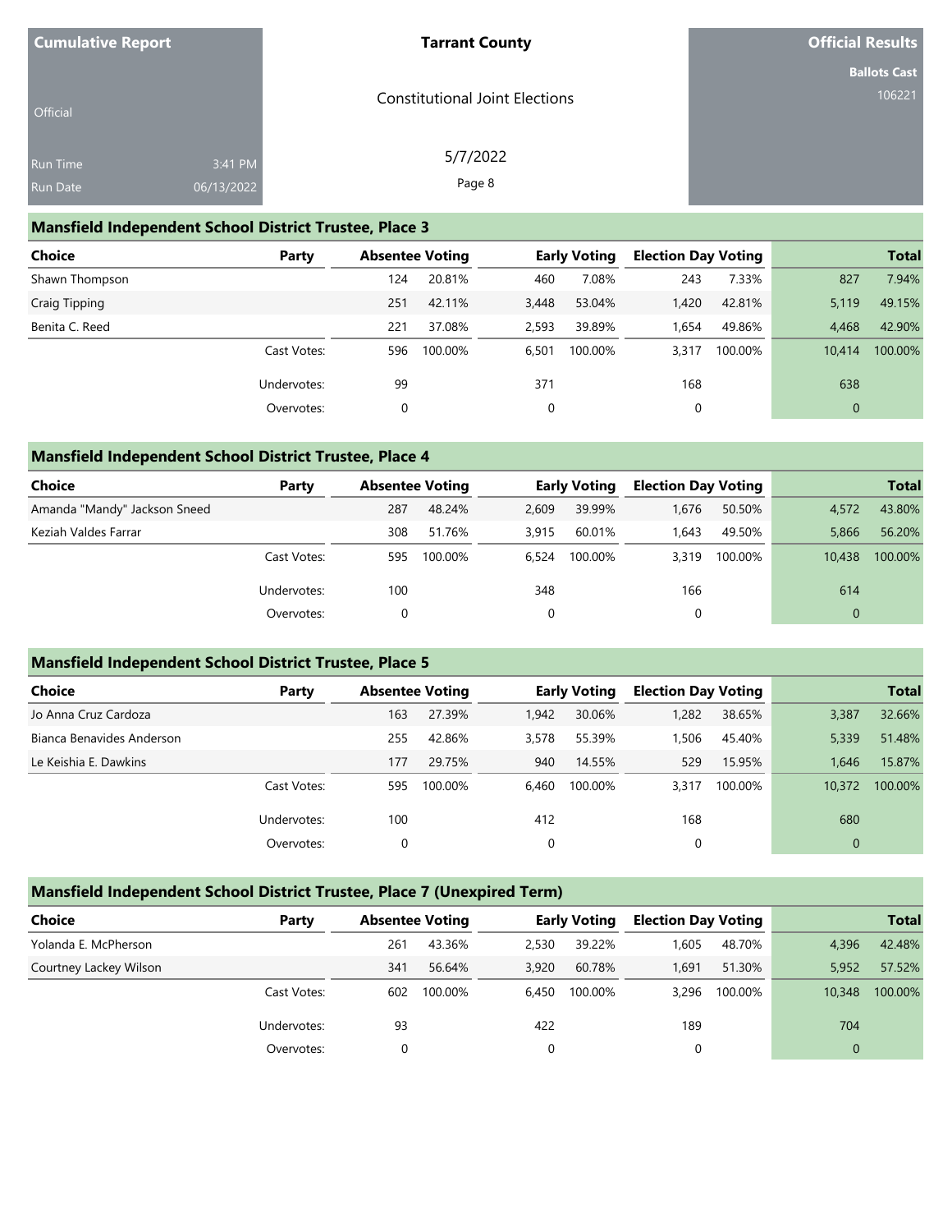## Mansfield Independent School District Trustee, Place 3

| Choice | Party | Absentee Voting | | Early Voting | | Election Day Voting | | Total | |
|---|---|---|---|---|---|---|---|---|---|
| Shawn Thompson | | 124 | 20.81% | 460 | 7.08% | 243 | 7.33% | 827 | 7.94% |
| Craig Tipping | | 251 | 42.11% | 3,448 | 53.04% | 1,420 | 42.81% | 5,119 | 49.15% |
| Benita C. Reed | | 221 | 37.08% | 2,593 | 39.89% | 1,654 | 49.86% | 4,468 | 42.90% |
| | Cast Votes: | 596 | 100.00% | 6,501 | 100.00% | 3,317 | 100.00% | 10,414 | 100.00% |
| | Undervotes: | 99 | | 371 | | 168 | | 638 | |
| | Overvotes: | 0 | | 0 | | 0 | | 0 | |

## Mansfield Independent School District Trustee, Place 4

| Choice | Party | Absentee Voting | | Early Voting | | Election Day Voting | | Total | |
|---|---|---|---|---|---|---|---|---|---|
| Amanda "Mandy" Jackson Sneed | | 287 | 48.24% | 2,609 | 39.99% | 1,676 | 50.50% | 4,572 | 43.80% |
| Keziah Valdes Farrar | | 308 | 51.76% | 3,915 | 60.01% | 1,643 | 49.50% | 5,866 | 56.20% |
| | Cast Votes: | 595 | 100.00% | 6,524 | 100.00% | 3,319 | 100.00% | 10,438 | 100.00% |
| | Undervotes: | 100 | | 348 | | 166 | | 614 | |
| | Overvotes: | 0 | | 0 | | 0 | | 0 | |

## Mansfield Independent School District Trustee, Place 5

| Choice | Party | Absentee Voting | | Early Voting | | Election Day Voting | | Total | |
|---|---|---|---|---|---|---|---|---|---|
| Jo Anna Cruz Cardoza | | 163 | 27.39% | 1,942 | 30.06% | 1,282 | 38.65% | 3,387 | 32.66% |
| Bianca Benavides Anderson | | 255 | 42.86% | 3,578 | 55.39% | 1,506 | 45.40% | 5,339 | 51.48% |
| Le Keishia E. Dawkins | | 177 | 29.75% | 940 | 14.55% | 529 | 15.95% | 1,646 | 15.87% |
| | Cast Votes: | 595 | 100.00% | 6,460 | 100.00% | 3,317 | 100.00% | 10,372 | 100.00% |
| | Undervotes: | 100 | | 412 | | 168 | | 680 | |
| | Overvotes: | 0 | | 0 | | 0 | | 0 | |

## Mansfield Independent School District Trustee, Place 7 (Unexpired Term)

| Choice | Party | Absentee Voting | | Early Voting | | Election Day Voting | | Total | |
|---|---|---|---|---|---|---|---|---|---|
| Yolanda E. McPherson | | 261 | 43.36% | 2,530 | 39.22% | 1,605 | 48.70% | 4,396 | 42.48% |
| Courtney Lackey Wilson | | 341 | 56.64% | 3,920 | 60.78% | 1,691 | 51.30% | 5,952 | 57.52% |
| | Cast Votes: | 602 | 100.00% | 6,450 | 100.00% | 3,296 | 100.00% | 10,348 | 100.00% |
| | Undervotes: | 93 | | 422 | | 189 | | 704 | |
| | Overvotes: | 0 | | 0 | | 0 | | 0 | |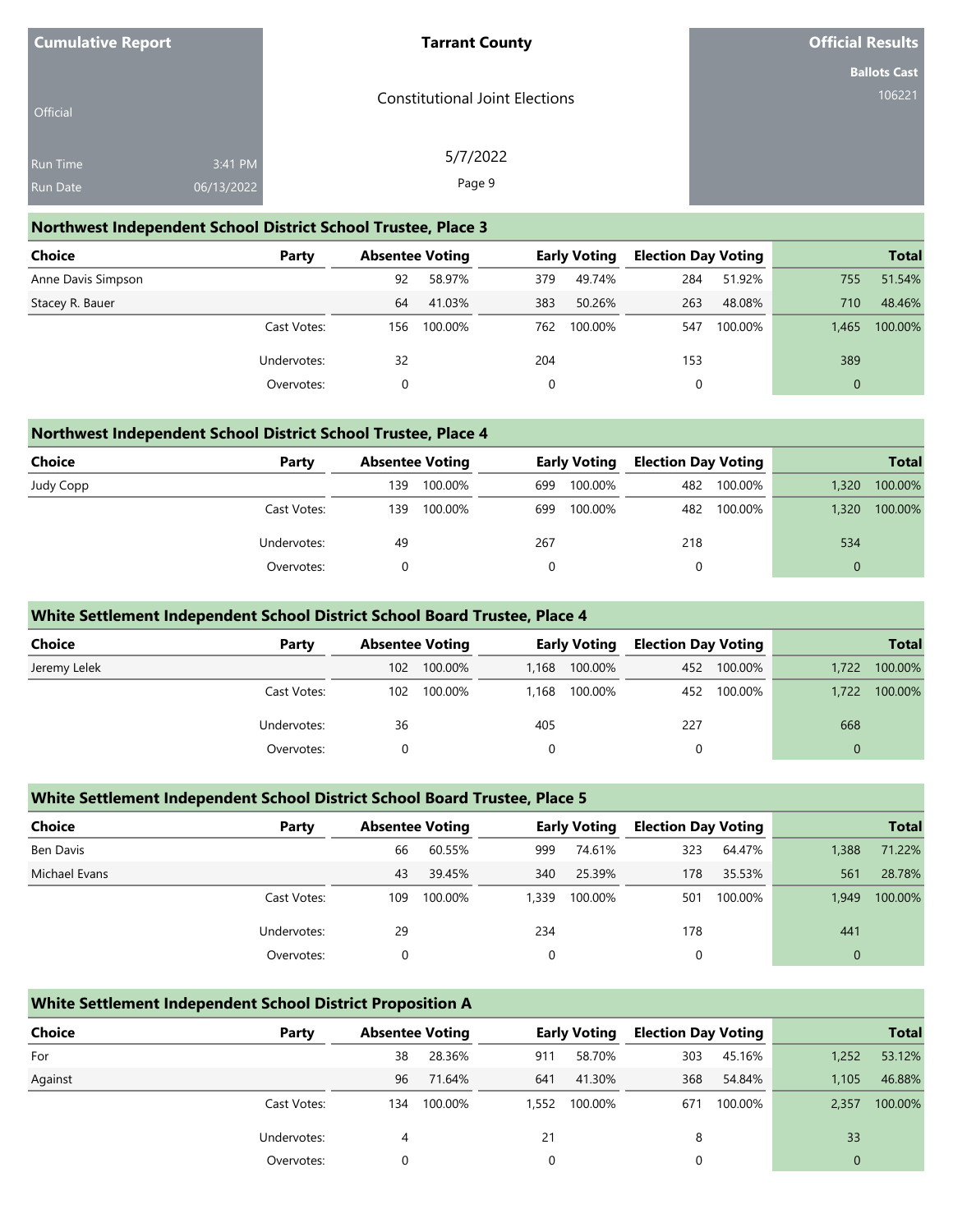**Cumulative Report** — Official

**Tarrant County**

Constitutional Joint Elections

5/7/2022

**Official Results**

**Ballots Cast** 106221

Run Time 3:41 PM
Run Date 06/13/2022

## Northwest Independent School District School Trustee, Place 3

| Choice | Party | Absentee Voting | | Early Voting | | Election Day Voting | | Total | |
|---|---|---|---|---|---|---|---|---|---|
| Anne Davis Simpson | | 92 | 58.97% | 379 | 49.74% | 284 | 51.92% | 755 | 51.54% |
| Stacey R. Bauer | | 64 | 41.03% | 383 | 50.26% | 263 | 48.08% | 710 | 48.46% |
| | Cast Votes: | 156 | 100.00% | 762 | 100.00% | 547 | 100.00% | 1,465 | 100.00% |
| | Undervotes: | 32 | | 204 | | 153 | | 389 | |
| | Overvotes: | 0 | | 0 | | 0 | | 0 | |

## Northwest Independent School District School Trustee, Place 4

| Choice | Party | Absentee Voting | | Early Voting | | Election Day Voting | | Total | |
|---|---|---|---|---|---|---|---|---|---|
| Judy Copp | | 139 | 100.00% | 699 | 100.00% | 482 | 100.00% | 1,320 | 100.00% |
| | Cast Votes: | 139 | 100.00% | 699 | 100.00% | 482 | 100.00% | 1,320 | 100.00% |
| | Undervotes: | 49 | | 267 | | 218 | | 534 | |
| | Overvotes: | 0 | | 0 | | 0 | | 0 | |

## White Settlement Independent School District School Board Trustee, Place 4

| Choice | Party | Absentee Voting | | Early Voting | | Election Day Voting | | Total | |
|---|---|---|---|---|---|---|---|---|---|
| Jeremy Lelek | | 102 | 100.00% | 1,168 | 100.00% | 452 | 100.00% | 1,722 | 100.00% |
| | Cast Votes: | 102 | 100.00% | 1,168 | 100.00% | 452 | 100.00% | 1,722 | 100.00% |
| | Undervotes: | 36 | | 405 | | 227 | | 668 | |
| | Overvotes: | 0 | | 0 | | 0 | | 0 | |

## White Settlement Independent School District School Board Trustee, Place 5

| Choice | Party | Absentee Voting | | Early Voting | | Election Day Voting | | Total | |
|---|---|---|---|---|---|---|---|---|---|
| Ben Davis | | 66 | 60.55% | 999 | 74.61% | 323 | 64.47% | 1,388 | 71.22% |
| Michael Evans | | 43 | 39.45% | 340 | 25.39% | 178 | 35.53% | 561 | 28.78% |
| | Cast Votes: | 109 | 100.00% | 1,339 | 100.00% | 501 | 100.00% | 1,949 | 100.00% |
| | Undervotes: | 29 | | 234 | | 178 | | 441 | |
| | Overvotes: | 0 | | 0 | | 0 | | 0 | |

## White Settlement Independent School District Proposition A

| Choice | Party | Absentee Voting | | Early Voting | | Election Day Voting | | Total | |
|---|---|---|---|---|---|---|---|---|---|
| For | | 38 | 28.36% | 911 | 58.70% | 303 | 45.16% | 1,252 | 53.12% |
| Against | | 96 | 71.64% | 641 | 41.30% | 368 | 54.84% | 1,105 | 46.88% |
| | Cast Votes: | 134 | 100.00% | 1,552 | 100.00% | 671 | 100.00% | 2,357 | 100.00% |
| | Undervotes: | 4 | | 21 | | 8 | | 33 | |
| | Overvotes: | 0 | | 0 | | 0 | | 0 | |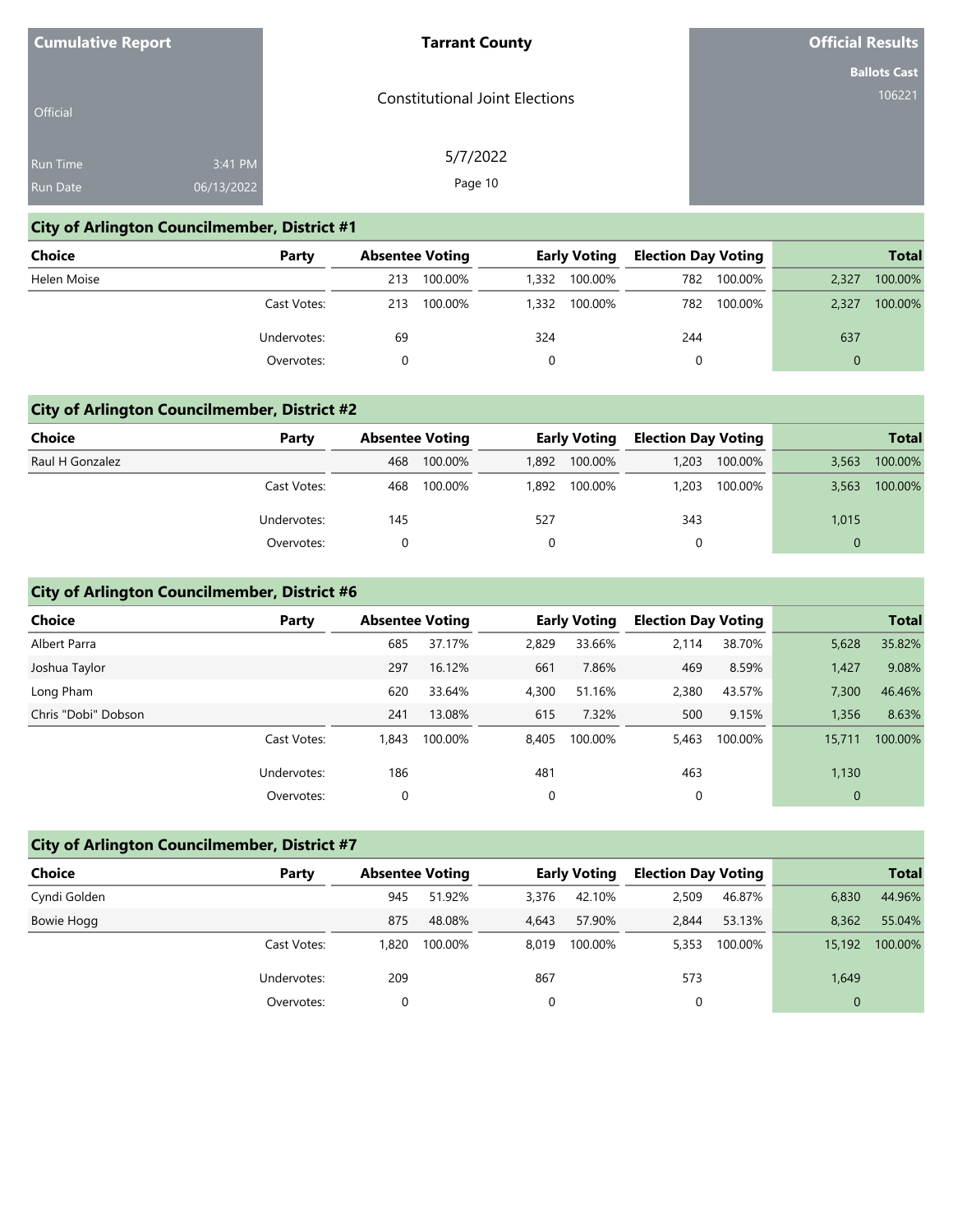Cumulative Report

Official

Run Time 3:41 PM
Run Date 06/13/2022

**Tarrant County**

Constitutional Joint Elections

5/7/2022

**Official Results**

**Ballots Cast**
106221

## City of Arlington Councilmember, District #1

| Choice | Party | Absentee Voting | | Early Voting | | Election Day Voting | | Total | |
|---|---|---|---|---|---|---|---|---|---|
| Helen Moise | | 213 | 100.00% | 1,332 | 100.00% | 782 | 100.00% | 2,327 | 100.00% |
| | Cast Votes: | 213 | 100.00% | 1,332 | 100.00% | 782 | 100.00% | 2,327 | 100.00% |
| | Undervotes: | 69 | | 324 | | 244 | | 637 | |
| | Overvotes: | 0 | | 0 | | 0 | | 0 | |

## City of Arlington Councilmember, District #2

| Choice | Party | Absentee Voting | | Early Voting | | Election Day Voting | | Total | |
|---|---|---|---|---|---|---|---|---|---|
| Raul H Gonzalez | | 468 | 100.00% | 1,892 | 100.00% | 1,203 | 100.00% | 3,563 | 100.00% |
| | Cast Votes: | 468 | 100.00% | 1,892 | 100.00% | 1,203 | 100.00% | 3,563 | 100.00% |
| | Undervotes: | 145 | | 527 | | 343 | | 1,015 | |
| | Overvotes: | 0 | | 0 | | 0 | | 0 | |

## City of Arlington Councilmember, District #6

| Choice | Party | Absentee Voting | | Early Voting | | Election Day Voting | | Total | |
|---|---|---|---|---|---|---|---|---|---|
| Albert Parra | | 685 | 37.17% | 2,829 | 33.66% | 2,114 | 38.70% | 5,628 | 35.82% |
| Joshua Taylor | | 297 | 16.12% | 661 | 7.86% | 469 | 8.59% | 1,427 | 9.08% |
| Long Pham | | 620 | 33.64% | 4,300 | 51.16% | 2,380 | 43.57% | 7,300 | 46.46% |
| Chris "Dobi" Dobson | | 241 | 13.08% | 615 | 7.32% | 500 | 9.15% | 1,356 | 8.63% |
| | Cast Votes: | 1,843 | 100.00% | 8,405 | 100.00% | 5,463 | 100.00% | 15,711 | 100.00% |
| | Undervotes: | 186 | | 481 | | 463 | | 1,130 | |
| | Overvotes: | 0 | | 0 | | 0 | | 0 | |

## City of Arlington Councilmember, District #7

| Choice | Party | Absentee Voting | | Early Voting | | Election Day Voting | | Total | |
|---|---|---|---|---|---|---|---|---|---|
| Cyndi Golden | | 945 | 51.92% | 3,376 | 42.10% | 2,509 | 46.87% | 6,830 | 44.96% |
| Bowie Hogg | | 875 | 48.08% | 4,643 | 57.90% | 2,844 | 53.13% | 8,362 | 55.04% |
| | Cast Votes: | 1,820 | 100.00% | 8,019 | 100.00% | 5,353 | 100.00% | 15,192 | 100.00% |
| | Undervotes: | 209 | | 867 | | 573 | | 1,649 | |
| | Overvotes: | 0 | | 0 | | 0 | | 0 | |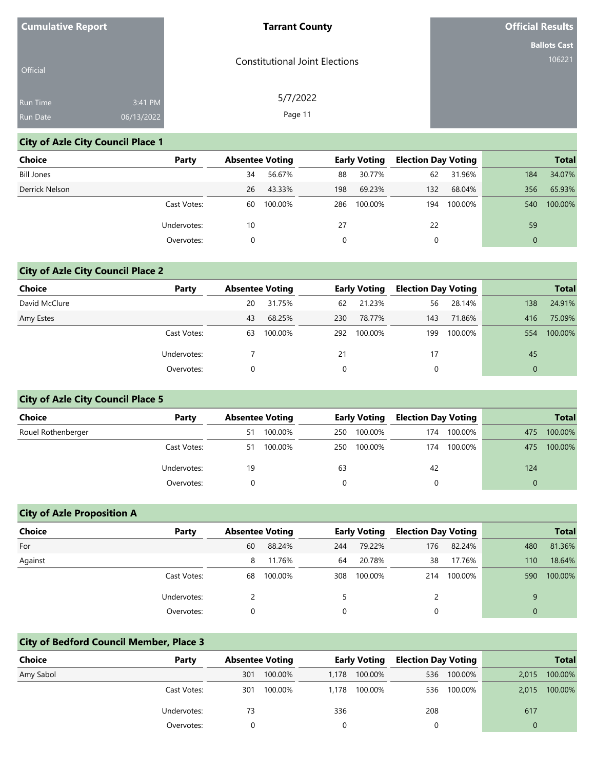Cumulative Report

Official

Run Time 3:41 PM

Run Date 06/13/2022

**Tarrant County**

Constitutional Joint Elections

5/7/2022

**Official Results**

**Ballots Cast**

106221

## City of Azle City Council Place 1

| Choice | Party | Absentee Voting | | Early Voting | | Election Day Voting | | Total | |
|---|---|---|---|---|---|---|---|---|---|
| Bill Jones | | 34 | 56.67% | 88 | 30.77% | 62 | 31.96% | 184 | 34.07% |
| Derrick Nelson | | 26 | 43.33% | 198 | 69.23% | 132 | 68.04% | 356 | 65.93% |
| | Cast Votes: | 60 | 100.00% | 286 | 100.00% | 194 | 100.00% | 540 | 100.00% |
| | Undervotes: | 10 | | 27 | | 22 | | 59 | |
| | Overvotes: | 0 | | 0 | | 0 | | 0 | |

## City of Azle City Council Place 2

| Choice | Party | Absentee Voting | | Early Voting | | Election Day Voting | | Total | |
|---|---|---|---|---|---|---|---|---|---|
| David McClure | | 20 | 31.75% | 62 | 21.23% | 56 | 28.14% | 138 | 24.91% |
| Amy Estes | | 43 | 68.25% | 230 | 78.77% | 143 | 71.86% | 416 | 75.09% |
| | Cast Votes: | 63 | 100.00% | 292 | 100.00% | 199 | 100.00% | 554 | 100.00% |
| | Undervotes: | 7 | | 21 | | 17 | | 45 | |
| | Overvotes: | 0 | | 0 | | 0 | | 0 | |

## City of Azle City Council Place 5

| Choice | Party | Absentee Voting | | Early Voting | | Election Day Voting | | Total | |
|---|---|---|---|---|---|---|---|---|---|
| Rouel Rothenberger | | 51 | 100.00% | 250 | 100.00% | 174 | 100.00% | 475 | 100.00% |
| | Cast Votes: | 51 | 100.00% | 250 | 100.00% | 174 | 100.00% | 475 | 100.00% |
| | Undervotes: | 19 | | 63 | | 42 | | 124 | |
| | Overvotes: | 0 | | 0 | | 0 | | 0 | |

## City of Azle Proposition A

| Choice | Party | Absentee Voting | | Early Voting | | Election Day Voting | | Total | |
|---|---|---|---|---|---|---|---|---|---|
| For | | 60 | 88.24% | 244 | 79.22% | 176 | 82.24% | 480 | 81.36% |
| Against | | 8 | 11.76% | 64 | 20.78% | 38 | 17.76% | 110 | 18.64% |
| | Cast Votes: | 68 | 100.00% | 308 | 100.00% | 214 | 100.00% | 590 | 100.00% |
| | Undervotes: | 2 | | 5 | | 2 | | 9 | |
| | Overvotes: | 0 | | 0 | | 0 | | 0 | |

## City of Bedford Council Member, Place 3

| Choice | Party | Absentee Voting | | Early Voting | | Election Day Voting | | Total | |
|---|---|---|---|---|---|---|---|---|---|
| Amy Sabol | | 301 | 100.00% | 1,178 | 100.00% | 536 | 100.00% | 2,015 | 100.00% |
| | Cast Votes: | 301 | 100.00% | 1,178 | 100.00% | 536 | 100.00% | 2,015 | 100.00% |
| | Undervotes: | 73 | | 336 | | 208 | | 617 | |
| | Overvotes: | 0 | | 0 | | 0 | | 0 | |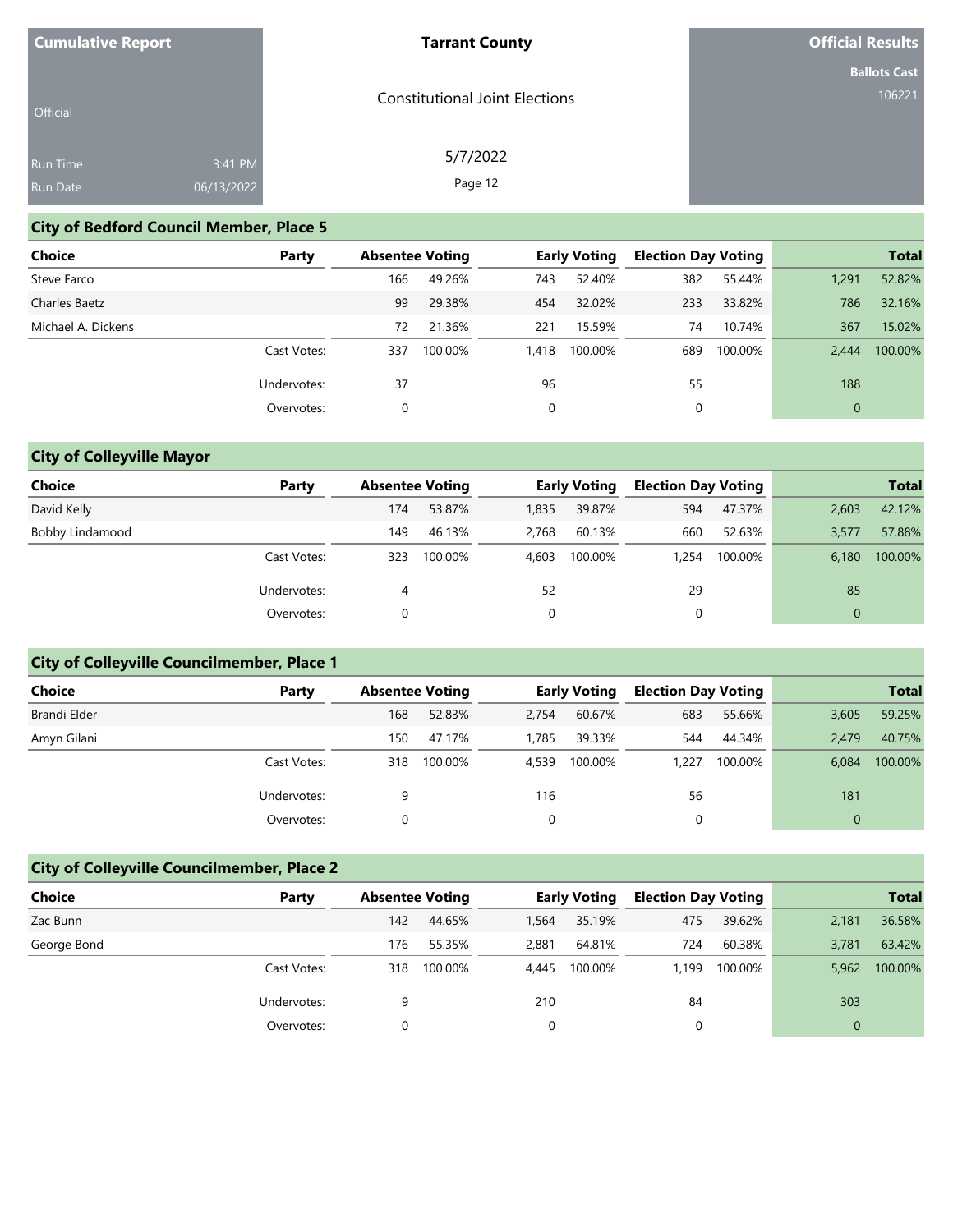**Cumulative Report**

Official

Run Time 3:41 PM
Run Date 06/13/2022

**Tarrant County**

Constitutional Joint Elections

5/7/2022

**Official Results**

**Ballots Cast**
106221

## City of Bedford Council Member, Place 5

| Choice | Party | Absentee Voting | | Early Voting | | Election Day Voting | | Total | |
|---|---|---|---|---|---|---|---|---|---|
| Steve Farco | | 166 | 49.26% | 743 | 52.40% | 382 | 55.44% | 1,291 | 52.82% |
| Charles Baetz | | 99 | 29.38% | 454 | 32.02% | 233 | 33.82% | 786 | 32.16% |
| Michael A. Dickens | | 72 | 21.36% | 221 | 15.59% | 74 | 10.74% | 367 | 15.02% |
| | Cast Votes: | 337 | 100.00% | 1,418 | 100.00% | 689 | 100.00% | 2,444 | 100.00% |
| | Undervotes: | 37 | | 96 | | 55 | | 188 | |
| | Overvotes: | 0 | | 0 | | 0 | | 0 | |

## City of Colleyville Mayor

| Choice | Party | Absentee Voting | | Early Voting | | Election Day Voting | | Total | |
|---|---|---|---|---|---|---|---|---|---|
| David Kelly | | 174 | 53.87% | 1,835 | 39.87% | 594 | 47.37% | 2,603 | 42.12% |
| Bobby Lindamood | | 149 | 46.13% | 2,768 | 60.13% | 660 | 52.63% | 3,577 | 57.88% |
| | Cast Votes: | 323 | 100.00% | 4,603 | 100.00% | 1,254 | 100.00% | 6,180 | 100.00% |
| | Undervotes: | 4 | | 52 | | 29 | | 85 | |
| | Overvotes: | 0 | | 0 | | 0 | | 0 | |

## City of Colleyville Councilmember, Place 1

| Choice | Party | Absentee Voting | | Early Voting | | Election Day Voting | | Total | |
|---|---|---|---|---|---|---|---|---|---|
| Brandi Elder | | 168 | 52.83% | 2,754 | 60.67% | 683 | 55.66% | 3,605 | 59.25% |
| Amyn Gilani | | 150 | 47.17% | 1,785 | 39.33% | 544 | 44.34% | 2,479 | 40.75% |
| | Cast Votes: | 318 | 100.00% | 4,539 | 100.00% | 1,227 | 100.00% | 6,084 | 100.00% |
| | Undervotes: | 9 | | 116 | | 56 | | 181 | |
| | Overvotes: | 0 | | 0 | | 0 | | 0 | |

## City of Colleyville Councilmember, Place 2

| Choice | Party | Absentee Voting | | Early Voting | | Election Day Voting | | Total | |
|---|---|---|---|---|---|---|---|---|---|
| Zac Bunn | | 142 | 44.65% | 1,564 | 35.19% | 475 | 39.62% | 2,181 | 36.58% |
| George Bond | | 176 | 55.35% | 2,881 | 64.81% | 724 | 60.38% | 3,781 | 63.42% |
| | Cast Votes: | 318 | 100.00% | 4,445 | 100.00% | 1,199 | 100.00% | 5,962 | 100.00% |
| | Undervotes: | 9 | | 210 | | 84 | | 303 | |
| | Overvotes: | 0 | | 0 | | 0 | | 0 | |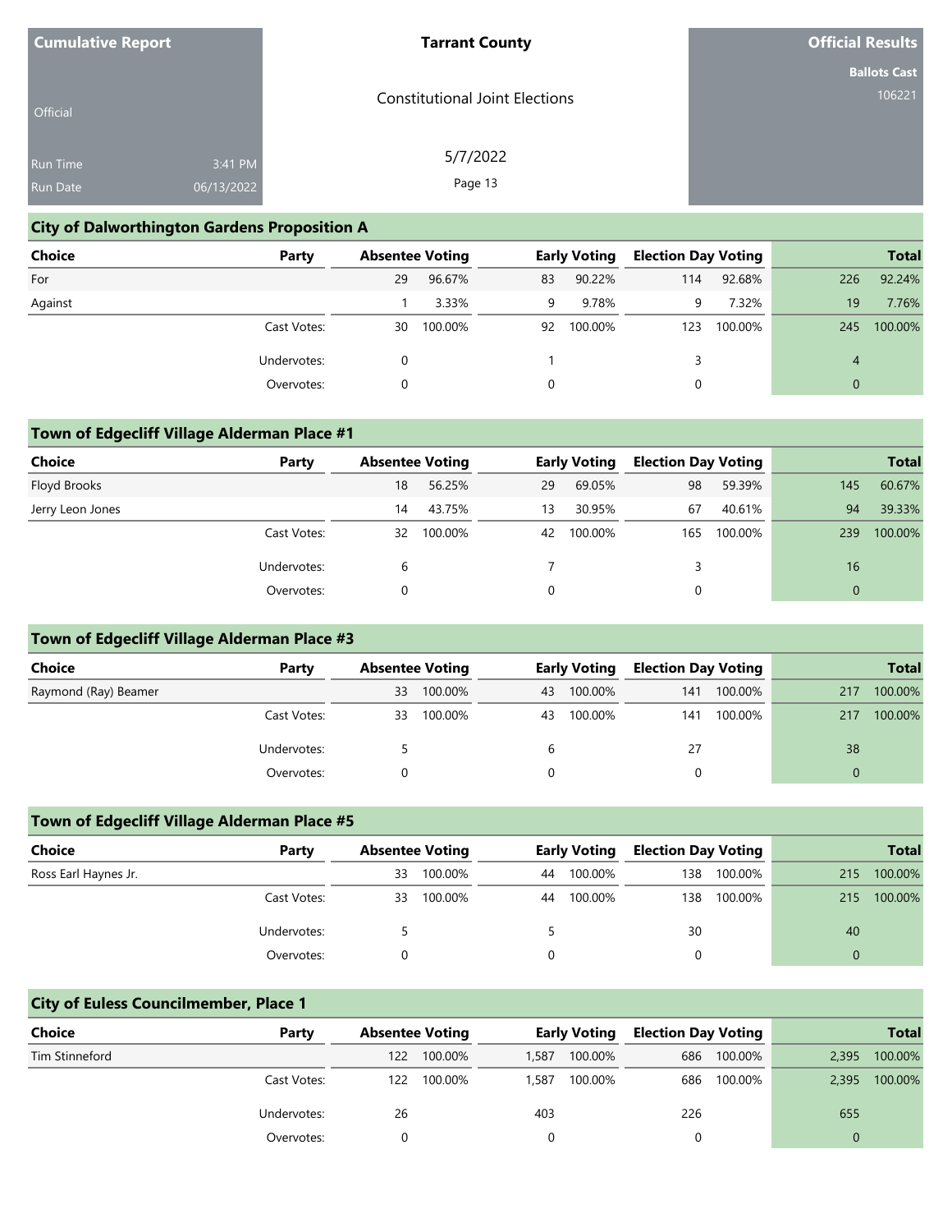| Cumulative Report | | Tarrant County | Official Results |
|---|---|---|---|
| Official | | Constitutional Joint Elections | Ballots Cast |
| Run Time | 3:41 PM | 5/7/2022 | 106221 |
| Run Date | 06/13/2022 | | |

## City of Dalworthington Gardens Proposition A

| Choice | Party | Absentee Voting | | Early Voting | | Election Day Voting | | Total | |
|---|---|---|---|---|---|---|---|---|---|
| For | | 29 | 96.67% | 83 | 90.22% | 114 | 92.68% | 226 | 92.24% |
| Against | | 1 | 3.33% | 9 | 9.78% | 9 | 7.32% | 19 | 7.76% |
| | Cast Votes: | 30 | 100.00% | 92 | 100.00% | 123 | 100.00% | 245 | 100.00% |
| | Undervotes: | 0 | | 1 | | 3 | | 4 | |
| | Overvotes: | 0 | | 0 | | 0 | | 0 | |

## Town of Edgecliff Village Alderman Place #1

| Choice | Party | Absentee Voting | | Early Voting | | Election Day Voting | | Total | |
|---|---|---|---|---|---|---|---|---|---|
| Floyd Brooks | | 18 | 56.25% | 29 | 69.05% | 98 | 59.39% | 145 | 60.67% |
| Jerry Leon Jones | | 14 | 43.75% | 13 | 30.95% | 67 | 40.61% | 94 | 39.33% |
| | Cast Votes: | 32 | 100.00% | 42 | 100.00% | 165 | 100.00% | 239 | 100.00% |
| | Undervotes: | 6 | | 7 | | 3 | | 16 | |
| | Overvotes: | 0 | | 0 | | 0 | | 0 | |

## Town of Edgecliff Village Alderman Place #3

| Choice | Party | Absentee Voting | | Early Voting | | Election Day Voting | | Total | |
|---|---|---|---|---|---|---|---|---|---|
| Raymond (Ray) Beamer | | 33 | 100.00% | 43 | 100.00% | 141 | 100.00% | 217 | 100.00% |
| | Cast Votes: | 33 | 100.00% | 43 | 100.00% | 141 | 100.00% | 217 | 100.00% |
| | Undervotes: | 5 | | 6 | | 27 | | 38 | |
| | Overvotes: | 0 | | 0 | | 0 | | 0 | |

## Town of Edgecliff Village Alderman Place #5

| Choice | Party | Absentee Voting | | Early Voting | | Election Day Voting | | Total | |
|---|---|---|---|---|---|---|---|---|---|
| Ross Earl Haynes Jr. | | 33 | 100.00% | 44 | 100.00% | 138 | 100.00% | 215 | 100.00% |
| | Cast Votes: | 33 | 100.00% | 44 | 100.00% | 138 | 100.00% | 215 | 100.00% |
| | Undervotes: | 5 | | 5 | | 30 | | 40 | |
| | Overvotes: | 0 | | 0 | | 0 | | 0 | |

## City of Euless Councilmember, Place 1

| Choice | Party | Absentee Voting | | Early Voting | | Election Day Voting | | Total | |
|---|---|---|---|---|---|---|---|---|---|
| Tim Stinneford | | 122 | 100.00% | 1,587 | 100.00% | 686 | 100.00% | 2,395 | 100.00% |
| | Cast Votes: | 122 | 100.00% | 1,587 | 100.00% | 686 | 100.00% | 2,395 | 100.00% |
| | Undervotes: | 26 | | 403 | | 226 | | 655 | |
| | Overvotes: | 0 | | 0 | | 0 | | 0 | |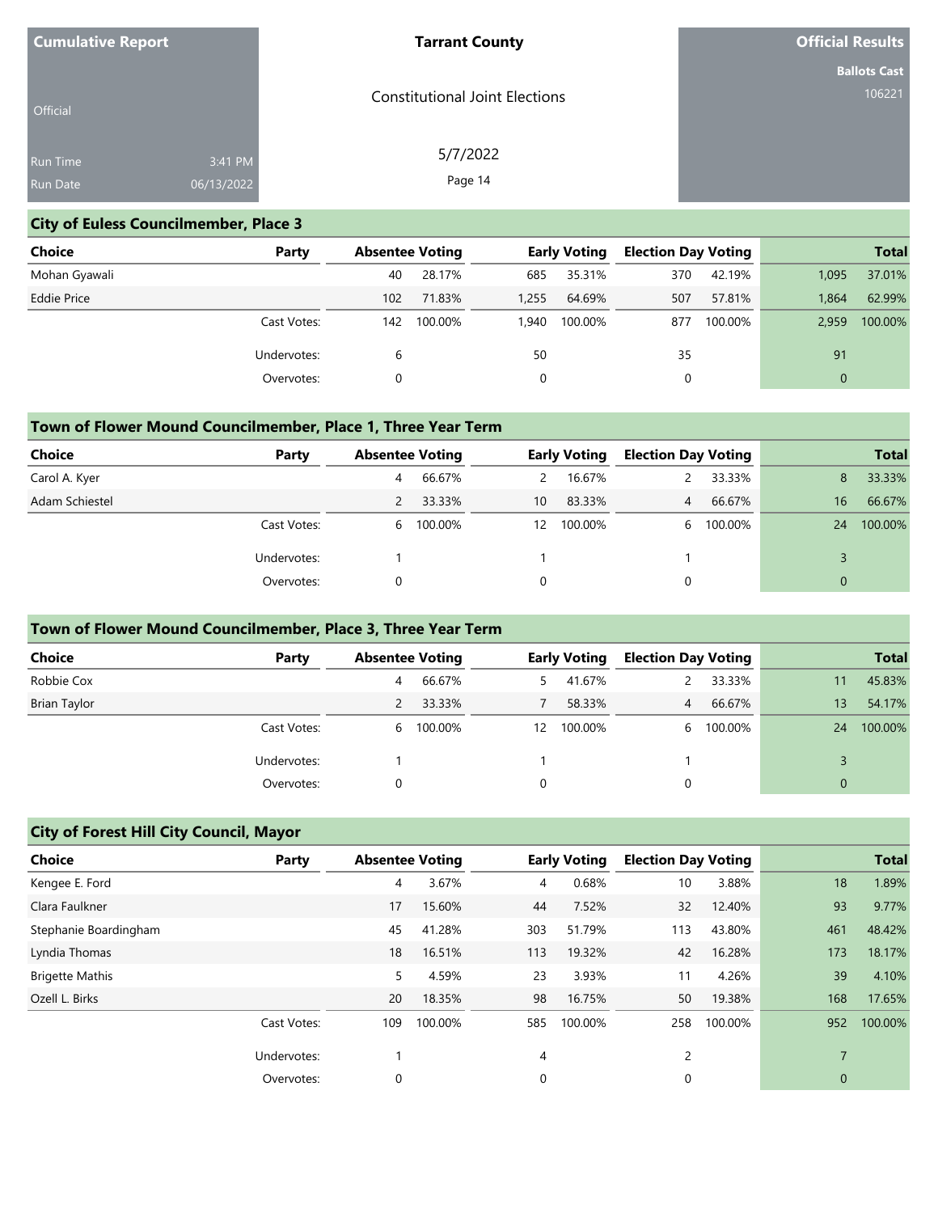**Cumulative Report** | Official | Run Time 3:41 PM | Run Date 06/13/2022

**Tarrant County**

Constitutional Joint Elections

5/7/2022

**Official Results** | Ballots Cast 106221

## City of Euless Councilmember, Place 3

| Choice | Party | Absentee Voting | | Early Voting | | Election Day Voting | | Total | |
|---|---|---|---|---|---|---|---|---|---|
| Mohan Gyawali | | 40 | 28.17% | 685 | 35.31% | 370 | 42.19% | 1,095 | 37.01% |
| Eddie Price | | 102 | 71.83% | 1,255 | 64.69% | 507 | 57.81% | 1,864 | 62.99% |
| | Cast Votes: | 142 | 100.00% | 1,940 | 100.00% | 877 | 100.00% | 2,959 | 100.00% |
| | Undervotes: | 6 | | 50 | | 35 | | 91 | |
| | Overvotes: | 0 | | 0 | | 0 | | 0 | |

## Town of Flower Mound Councilmember, Place 1, Three Year Term

| Choice | Party | Absentee Voting | | Early Voting | | Election Day Voting | | Total | |
|---|---|---|---|---|---|---|---|---|---|
| Carol A. Kyer | | 4 | 66.67% | 2 | 16.67% | 2 | 33.33% | 8 | 33.33% |
| Adam Schiestel | | 2 | 33.33% | 10 | 83.33% | 4 | 66.67% | 16 | 66.67% |
| | Cast Votes: | 6 | 100.00% | 12 | 100.00% | 6 | 100.00% | 24 | 100.00% |
| | Undervotes: | 1 | | 1 | | 1 | | 3 | |
| | Overvotes: | 0 | | 0 | | 0 | | 0 | |

## Town of Flower Mound Councilmember, Place 3, Three Year Term

| Choice | Party | Absentee Voting | | Early Voting | | Election Day Voting | | Total | |
|---|---|---|---|---|---|---|---|---|---|
| Robbie Cox | | 4 | 66.67% | 5 | 41.67% | 2 | 33.33% | 11 | 45.83% |
| Brian Taylor | | 2 | 33.33% | 7 | 58.33% | 4 | 66.67% | 13 | 54.17% |
| | Cast Votes: | 6 | 100.00% | 12 | 100.00% | 6 | 100.00% | 24 | 100.00% |
| | Undervotes: | 1 | | 1 | | 1 | | 3 | |
| | Overvotes: | 0 | | 0 | | 0 | | 0 | |

## City of Forest Hill City Council, Mayor

| Choice | Party | Absentee Voting | | Early Voting | | Election Day Voting | | Total | |
|---|---|---|---|---|---|---|---|---|---|
| Kengee E. Ford | | 4 | 3.67% | 4 | 0.68% | 10 | 3.88% | 18 | 1.89% |
| Clara Faulkner | | 17 | 15.60% | 44 | 7.52% | 32 | 12.40% | 93 | 9.77% |
| Stephanie Boardingham | | 45 | 41.28% | 303 | 51.79% | 113 | 43.80% | 461 | 48.42% |
| Lyndia Thomas | | 18 | 16.51% | 113 | 19.32% | 42 | 16.28% | 173 | 18.17% |
| Brigette Mathis | | 5 | 4.59% | 23 | 3.93% | 11 | 4.26% | 39 | 4.10% |
| Ozell L. Birks | | 20 | 18.35% | 98 | 16.75% | 50 | 19.38% | 168 | 17.65% |
| | Cast Votes: | 109 | 100.00% | 585 | 100.00% | 258 | 100.00% | 952 | 100.00% |
| | Undervotes: | 1 | | 4 | | 2 | | 7 | |
| | Overvotes: | 0 | | 0 | | 0 | | 0 | |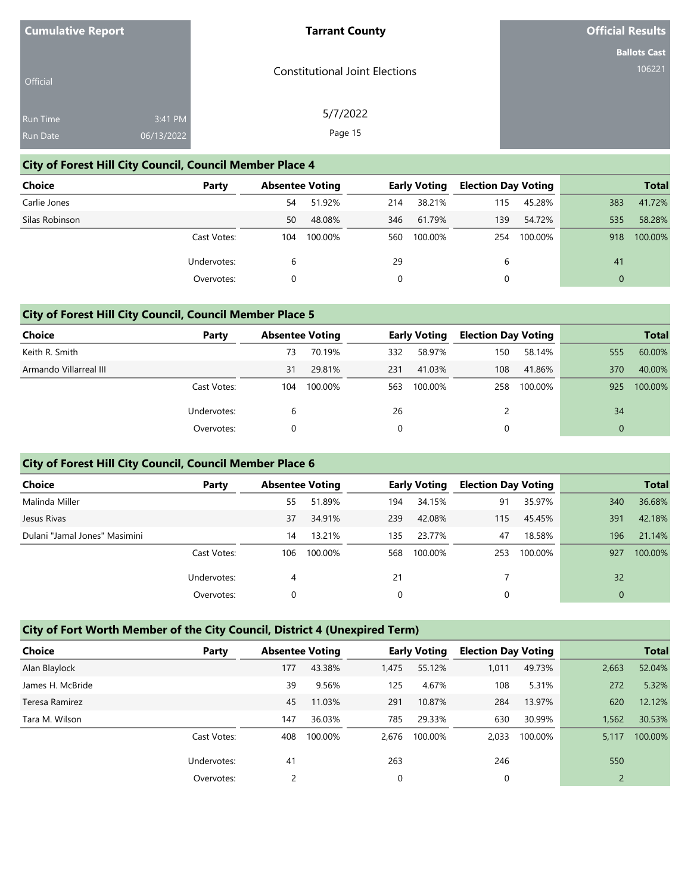| Cumulative Report | Tarrant County | Official Results |
|---|---|---|
| Official | Constitutional Joint Elections | Ballots Cast 106221 |
| Run Time 3:41 PM | 5/7/2022 | |
| Run Date 06/13/2022 | | |

## City of Forest Hill City Council, Council Member Place 4

| Choice | Party | Absentee Voting | | Early Voting | | Election Day Voting | | Total | |
|---|---|---|---|---|---|---|---|---|---|
| Carlie Jones | | 54 | 51.92% | 214 | 38.21% | 115 | 45.28% | 383 | 41.72% |
| Silas Robinson | | 50 | 48.08% | 346 | 61.79% | 139 | 54.72% | 535 | 58.28% |
| | Cast Votes: | 104 | 100.00% | 560 | 100.00% | 254 | 100.00% | 918 | 100.00% |
| | Undervotes: | 6 | | 29 | | 6 | | 41 | |
| | Overvotes: | 0 | | 0 | | 0 | | 0 | |

## City of Forest Hill City Council, Council Member Place 5

| Choice | Party | Absentee Voting | | Early Voting | | Election Day Voting | | Total | |
|---|---|---|---|---|---|---|---|---|---|
| Keith R. Smith | | 73 | 70.19% | 332 | 58.97% | 150 | 58.14% | 555 | 60.00% |
| Armando Villarreal III | | 31 | 29.81% | 231 | 41.03% | 108 | 41.86% | 370 | 40.00% |
| | Cast Votes: | 104 | 100.00% | 563 | 100.00% | 258 | 100.00% | 925 | 100.00% |
| | Undervotes: | 6 | | 26 | | 2 | | 34 | |
| | Overvotes: | 0 | | 0 | | 0 | | 0 | |

## City of Forest Hill City Council, Council Member Place 6

| Choice | Party | Absentee Voting | | Early Voting | | Election Day Voting | | Total | |
|---|---|---|---|---|---|---|---|---|---|
| Malinda Miller | | 55 | 51.89% | 194 | 34.15% | 91 | 35.97% | 340 | 36.68% |
| Jesus Rivas | | 37 | 34.91% | 239 | 42.08% | 115 | 45.45% | 391 | 42.18% |
| Dulani "Jamal Jones" Masimini | | 14 | 13.21% | 135 | 23.77% | 47 | 18.58% | 196 | 21.14% |
| | Cast Votes: | 106 | 100.00% | 568 | 100.00% | 253 | 100.00% | 927 | 100.00% |
| | Undervotes: | 4 | | 21 | | 7 | | 32 | |
| | Overvotes: | 0 | | 0 | | 0 | | 0 | |

## City of Fort Worth Member of the City Council, District 4 (Unexpired Term)

| Choice | Party | Absentee Voting | | Early Voting | | Election Day Voting | | Total | |
|---|---|---|---|---|---|---|---|---|---|
| Alan Blaylock | | 177 | 43.38% | 1,475 | 55.12% | 1,011 | 49.73% | 2,663 | 52.04% |
| James H. McBride | | 39 | 9.56% | 125 | 4.67% | 108 | 5.31% | 272 | 5.32% |
| Teresa Ramirez | | 45 | 11.03% | 291 | 10.87% | 284 | 13.97% | 620 | 12.12% |
| Tara M. Wilson | | 147 | 36.03% | 785 | 29.33% | 630 | 30.99% | 1,562 | 30.53% |
| | Cast Votes: | 408 | 100.00% | 2,676 | 100.00% | 2,033 | 100.00% | 5,117 | 100.00% |
| | Undervotes: | 41 | | 263 | | 246 | | 550 | |
| | Overvotes: | 2 | | 0 | | 0 | | 2 | |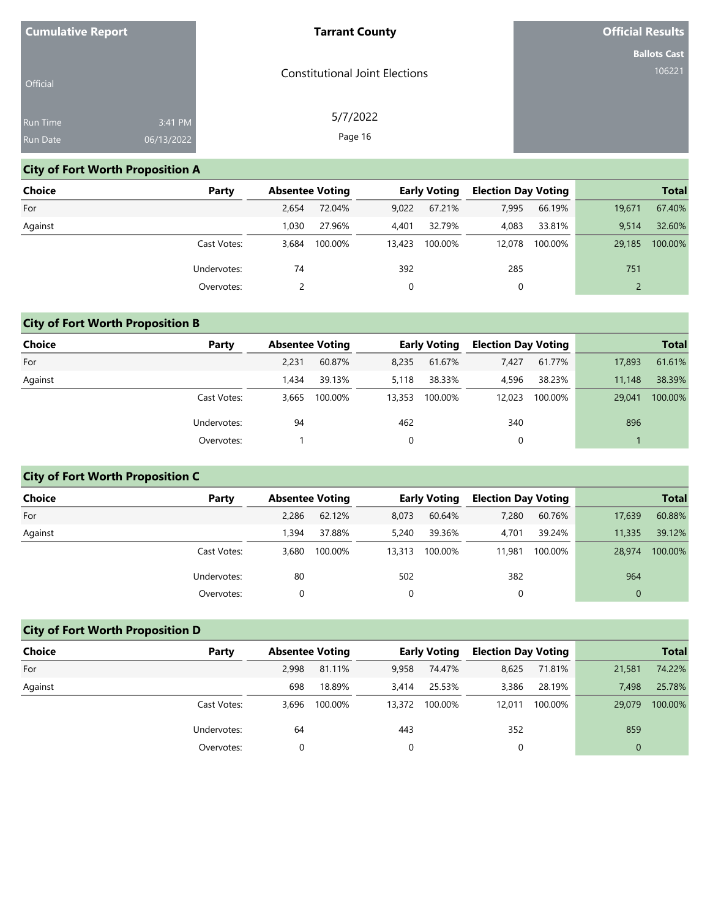| Cumulative Report | | Tarrant County | Official Results |
|---|---|---|---|
| Official | | Constitutional Joint Elections | Ballots Cast |
| Run Time | 3:41 PM | 5/7/2022 | 106221 |
| Run Date | 06/13/2022 | | |

## City of Fort Worth Proposition A

| Choice | Party | Absentee Voting | | Early Voting | | Election Day Voting | | Total | |
|---|---|---|---|---|---|---|---|---|---|
| For | | 2,654 | 72.04% | 9,022 | 67.21% | 7,995 | 66.19% | 19,671 | 67.40% |
| Against | | 1,030 | 27.96% | 4,401 | 32.79% | 4,083 | 33.81% | 9,514 | 32.60% |
| | Cast Votes: | 3,684 | 100.00% | 13,423 | 100.00% | 12,078 | 100.00% | 29,185 | 100.00% |
| | Undervotes: | 74 | | 392 | | 285 | | 751 | |
| | Overvotes: | 2 | | 0 | | 0 | | 2 | |

## City of Fort Worth Proposition B

| Choice | Party | Absentee Voting | | Early Voting | | Election Day Voting | | Total | |
|---|---|---|---|---|---|---|---|---|---|
| For | | 2,231 | 60.87% | 8,235 | 61.67% | 7,427 | 61.77% | 17,893 | 61.61% |
| Against | | 1,434 | 39.13% | 5,118 | 38.33% | 4,596 | 38.23% | 11,148 | 38.39% |
| | Cast Votes: | 3,665 | 100.00% | 13,353 | 100.00% | 12,023 | 100.00% | 29,041 | 100.00% |
| | Undervotes: | 94 | | 462 | | 340 | | 896 | |
| | Overvotes: | 1 | | 0 | | 0 | | 1 | |

## City of Fort Worth Proposition C

| Choice | Party | Absentee Voting | | Early Voting | | Election Day Voting | | Total | |
|---|---|---|---|---|---|---|---|---|---|
| For | | 2,286 | 62.12% | 8,073 | 60.64% | 7,280 | 60.76% | 17,639 | 60.88% |
| Against | | 1,394 | 37.88% | 5,240 | 39.36% | 4,701 | 39.24% | 11,335 | 39.12% |
| | Cast Votes: | 3,680 | 100.00% | 13,313 | 100.00% | 11,981 | 100.00% | 28,974 | 100.00% |
| | Undervotes: | 80 | | 502 | | 382 | | 964 | |
| | Overvotes: | 0 | | 0 | | 0 | | 0 | |

## City of Fort Worth Proposition D

| Choice | Party | Absentee Voting | | Early Voting | | Election Day Voting | | Total | |
|---|---|---|---|---|---|---|---|---|---|
| For | | 2,998 | 81.11% | 9,958 | 74.47% | 8,625 | 71.81% | 21,581 | 74.22% |
| Against | | 698 | 18.89% | 3,414 | 25.53% | 3,386 | 28.19% | 7,498 | 25.78% |
| | Cast Votes: | 3,696 | 100.00% | 13,372 | 100.00% | 12,011 | 100.00% | 29,079 | 100.00% |
| | Undervotes: | 64 | | 443 | | 352 | | 859 | |
| | Overvotes: | 0 | | 0 | | 0 | | 0 | |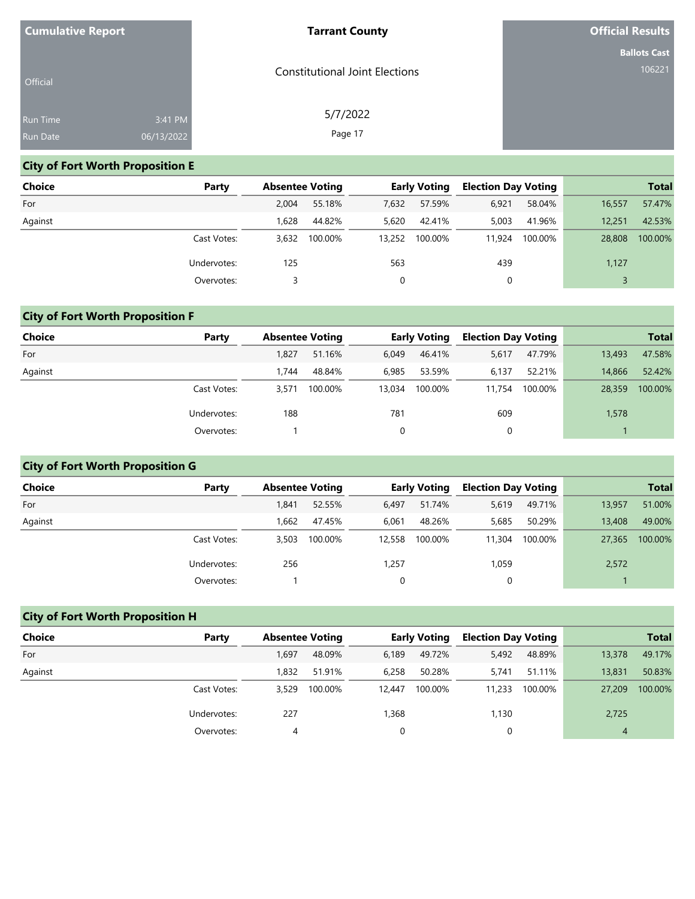**Cumulative Report**

Official

Run Time 3:41 PM
Run Date 06/13/2022

**Tarrant County**

Constitutional Joint Elections

5/7/2022

**Official Results**

**Ballots Cast**
106221

## City of Fort Worth Proposition E

| Choice | Party | Absentee Voting | | Early Voting | | Election Day Voting | | Total | |
|---|---|---|---|---|---|---|---|---|---|
| For | | 2,004 | 55.18% | 7,632 | 57.59% | 6,921 | 58.04% | 16,557 | 57.47% |
| Against | | 1,628 | 44.82% | 5,620 | 42.41% | 5,003 | 41.96% | 12,251 | 42.53% |
| | Cast Votes: | 3,632 | 100.00% | 13,252 | 100.00% | 11,924 | 100.00% | 28,808 | 100.00% |
| | Undervotes: | 125 | | 563 | | 439 | | 1,127 | |
| | Overvotes: | 3 | | 0 | | 0 | | 3 | |

## City of Fort Worth Proposition F

| Choice | Party | Absentee Voting | | Early Voting | | Election Day Voting | | Total | |
|---|---|---|---|---|---|---|---|---|---|
| For | | 1,827 | 51.16% | 6,049 | 46.41% | 5,617 | 47.79% | 13,493 | 47.58% |
| Against | | 1,744 | 48.84% | 6,985 | 53.59% | 6,137 | 52.21% | 14,866 | 52.42% |
| | Cast Votes: | 3,571 | 100.00% | 13,034 | 100.00% | 11,754 | 100.00% | 28,359 | 100.00% |
| | Undervotes: | 188 | | 781 | | 609 | | 1,578 | |
| | Overvotes: | 1 | | 0 | | 0 | | 1 | |

## City of Fort Worth Proposition G

| Choice | Party | Absentee Voting | | Early Voting | | Election Day Voting | | Total | |
|---|---|---|---|---|---|---|---|---|---|
| For | | 1,841 | 52.55% | 6,497 | 51.74% | 5,619 | 49.71% | 13,957 | 51.00% |
| Against | | 1,662 | 47.45% | 6,061 | 48.26% | 5,685 | 50.29% | 13,408 | 49.00% |
| | Cast Votes: | 3,503 | 100.00% | 12,558 | 100.00% | 11,304 | 100.00% | 27,365 | 100.00% |
| | Undervotes: | 256 | | 1,257 | | 1,059 | | 2,572 | |
| | Overvotes: | 1 | | 0 | | 0 | | 1 | |

## City of Fort Worth Proposition H

| Choice | Party | Absentee Voting | | Early Voting | | Election Day Voting | | Total | |
|---|---|---|---|---|---|---|---|---|---|
| For | | 1,697 | 48.09% | 6,189 | 49.72% | 5,492 | 48.89% | 13,378 | 49.17% |
| Against | | 1,832 | 51.91% | 6,258 | 50.28% | 5,741 | 51.11% | 13,831 | 50.83% |
| | Cast Votes: | 3,529 | 100.00% | 12,447 | 100.00% | 11,233 | 100.00% | 27,209 | 100.00% |
| | Undervotes: | 227 | | 1,368 | | 1,130 | | 2,725 | |
| | Overvotes: | 4 | | 0 | | 0 | | 4 | |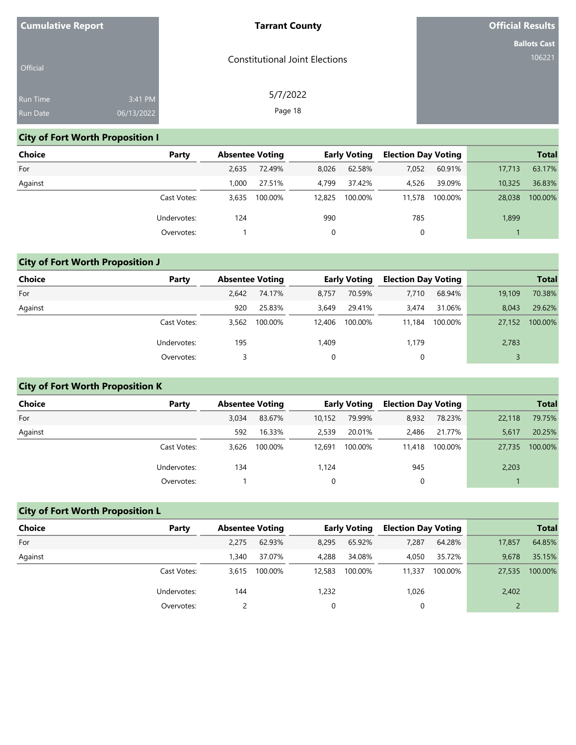| Cumulative Report | Tarrant County | Official Results |
|---|---|---|
| Official | Constitutional Joint Elections | Ballots Cast 106221 |
| Run Time 3:41 PM | 5/7/2022 | |
| Run Date 06/13/2022 | | |

## City of Fort Worth Proposition I

| Choice | Party | Absentee Voting | | Early Voting | | Election Day Voting | | Total | |
|---|---|---|---|---|---|---|---|---|---|
| For | | 2,635 | 72.49% | 8,026 | 62.58% | 7,052 | 60.91% | 17,713 | 63.17% |
| Against | | 1,000 | 27.51% | 4,799 | 37.42% | 4,526 | 39.09% | 10,325 | 36.83% |
| | Cast Votes: | 3,635 | 100.00% | 12,825 | 100.00% | 11,578 | 100.00% | 28,038 | 100.00% |
| | Undervotes: | 124 | | 990 | | 785 | | 1,899 | |
| | Overvotes: | 1 | | 0 | | 0 | | 1 | |

## City of Fort Worth Proposition J

| Choice | Party | Absentee Voting | | Early Voting | | Election Day Voting | | Total | |
|---|---|---|---|---|---|---|---|---|---|
| For | | 2,642 | 74.17% | 8,757 | 70.59% | 7,710 | 68.94% | 19,109 | 70.38% |
| Against | | 920 | 25.83% | 3,649 | 29.41% | 3,474 | 31.06% | 8,043 | 29.62% |
| | Cast Votes: | 3,562 | 100.00% | 12,406 | 100.00% | 11,184 | 100.00% | 27,152 | 100.00% |
| | Undervotes: | 195 | | 1,409 | | 1,179 | | 2,783 | |
| | Overvotes: | 3 | | 0 | | 0 | | 3 | |

## City of Fort Worth Proposition K

| Choice | Party | Absentee Voting | | Early Voting | | Election Day Voting | | Total | |
|---|---|---|---|---|---|---|---|---|---|
| For | | 3,034 | 83.67% | 10,152 | 79.99% | 8,932 | 78.23% | 22,118 | 79.75% |
| Against | | 592 | 16.33% | 2,539 | 20.01% | 2,486 | 21.77% | 5,617 | 20.25% |
| | Cast Votes: | 3,626 | 100.00% | 12,691 | 100.00% | 11,418 | 100.00% | 27,735 | 100.00% |
| | Undervotes: | 134 | | 1,124 | | 945 | | 2,203 | |
| | Overvotes: | 1 | | 0 | | 0 | | 1 | |

## City of Fort Worth Proposition L

| Choice | Party | Absentee Voting | | Early Voting | | Election Day Voting | | Total | |
|---|---|---|---|---|---|---|---|---|---|
| For | | 2,275 | 62.93% | 8,295 | 65.92% | 7,287 | 64.28% | 17,857 | 64.85% |
| Against | | 1,340 | 37.07% | 4,288 | 34.08% | 4,050 | 35.72% | 9,678 | 35.15% |
| | Cast Votes: | 3,615 | 100.00% | 12,583 | 100.00% | 11,337 | 100.00% | 27,535 | 100.00% |
| | Undervotes: | 144 | | 1,232 | | 1,026 | | 2,402 | |
| | Overvotes: | 2 | | 0 | | 0 | | 2 | |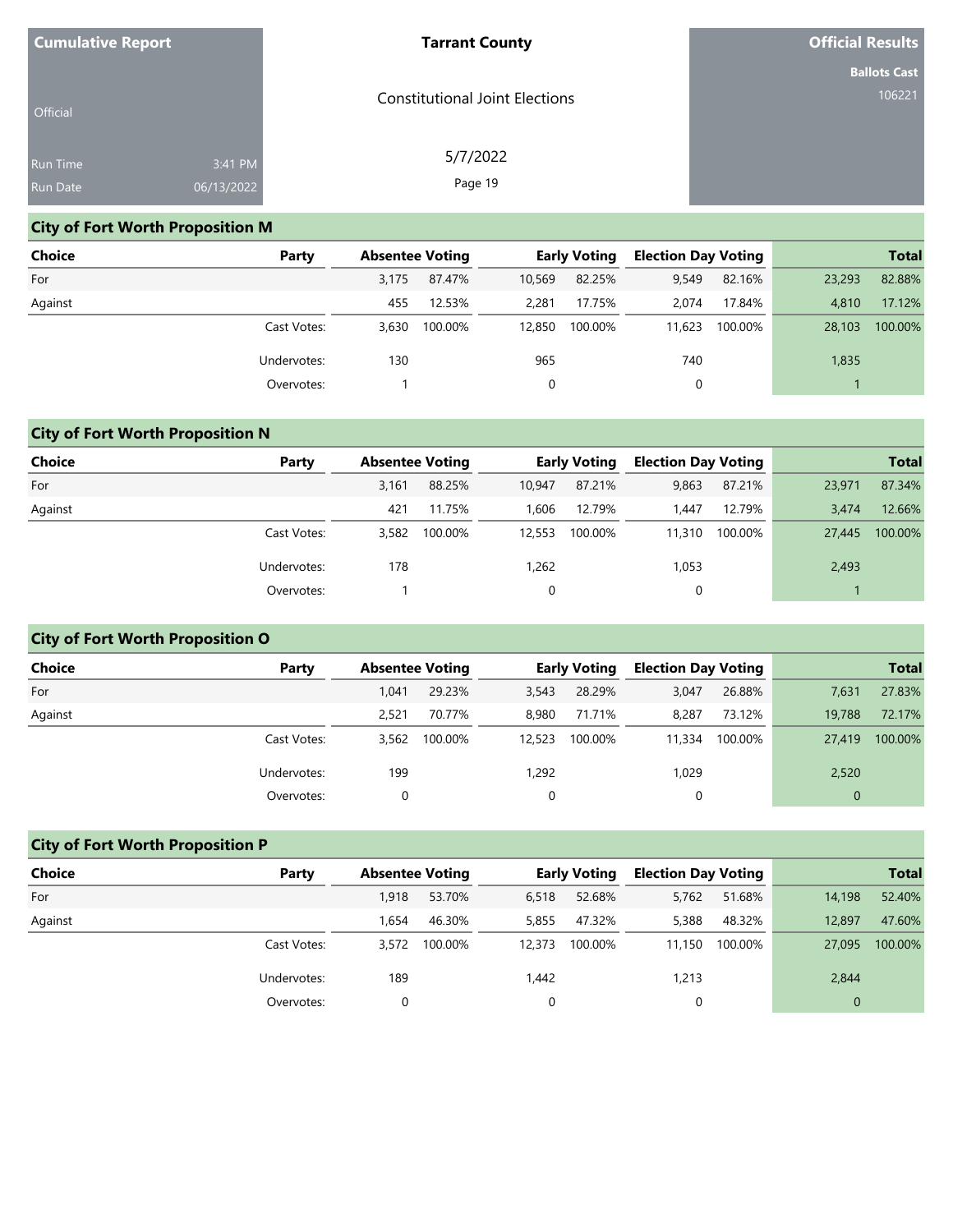Cumulative Report

Official

Run Time 3:41 PM
Run Date 06/13/2022

**Tarrant County**

Constitutional Joint Elections

5/7/2022

**Official Results**

**Ballots Cast**
106221

## City of Fort Worth Proposition M

| Choice | Party | Absentee Voting | | Early Voting | | Election Day Voting | | Total | |
|---|---|---|---|---|---|---|---|---|---|
| For | | 3,175 | 87.47% | 10,569 | 82.25% | 9,549 | 82.16% | 23,293 | 82.88% |
| Against | | 455 | 12.53% | 2,281 | 17.75% | 2,074 | 17.84% | 4,810 | 17.12% |
| | Cast Votes: | 3,630 | 100.00% | 12,850 | 100.00% | 11,623 | 100.00% | 28,103 | 100.00% |
| | Undervotes: | 130 | | 965 | | 740 | | 1,835 | |
| | Overvotes: | 1 | | 0 | | 0 | | 1 | |

## City of Fort Worth Proposition N

| Choice | Party | Absentee Voting | | Early Voting | | Election Day Voting | | Total | |
|---|---|---|---|---|---|---|---|---|---|
| For | | 3,161 | 88.25% | 10,947 | 87.21% | 9,863 | 87.21% | 23,971 | 87.34% |
| Against | | 421 | 11.75% | 1,606 | 12.79% | 1,447 | 12.79% | 3,474 | 12.66% |
| | Cast Votes: | 3,582 | 100.00% | 12,553 | 100.00% | 11,310 | 100.00% | 27,445 | 100.00% |
| | Undervotes: | 178 | | 1,262 | | 1,053 | | 2,493 | |
| | Overvotes: | 1 | | 0 | | 0 | | 1 | |

## City of Fort Worth Proposition O

| Choice | Party | Absentee Voting | | Early Voting | | Election Day Voting | | Total | |
|---|---|---|---|---|---|---|---|---|---|
| For | | 1,041 | 29.23% | 3,543 | 28.29% | 3,047 | 26.88% | 7,631 | 27.83% |
| Against | | 2,521 | 70.77% | 8,980 | 71.71% | 8,287 | 73.12% | 19,788 | 72.17% |
| | Cast Votes: | 3,562 | 100.00% | 12,523 | 100.00% | 11,334 | 100.00% | 27,419 | 100.00% |
| | Undervotes: | 199 | | 1,292 | | 1,029 | | 2,520 | |
| | Overvotes: | 0 | | 0 | | 0 | | 0 | |

## City of Fort Worth Proposition P

| Choice | Party | Absentee Voting | | Early Voting | | Election Day Voting | | Total | |
|---|---|---|---|---|---|---|---|---|---|
| For | | 1,918 | 53.70% | 6,518 | 52.68% | 5,762 | 51.68% | 14,198 | 52.40% |
| Against | | 1,654 | 46.30% | 5,855 | 47.32% | 5,388 | 48.32% | 12,897 | 47.60% |
| | Cast Votes: | 3,572 | 100.00% | 12,373 | 100.00% | 11,150 | 100.00% | 27,095 | 100.00% |
| | Undervotes: | 189 | | 1,442 | | 1,213 | | 2,844 | |
| | Overvotes: | 0 | | 0 | | 0 | | 0 | |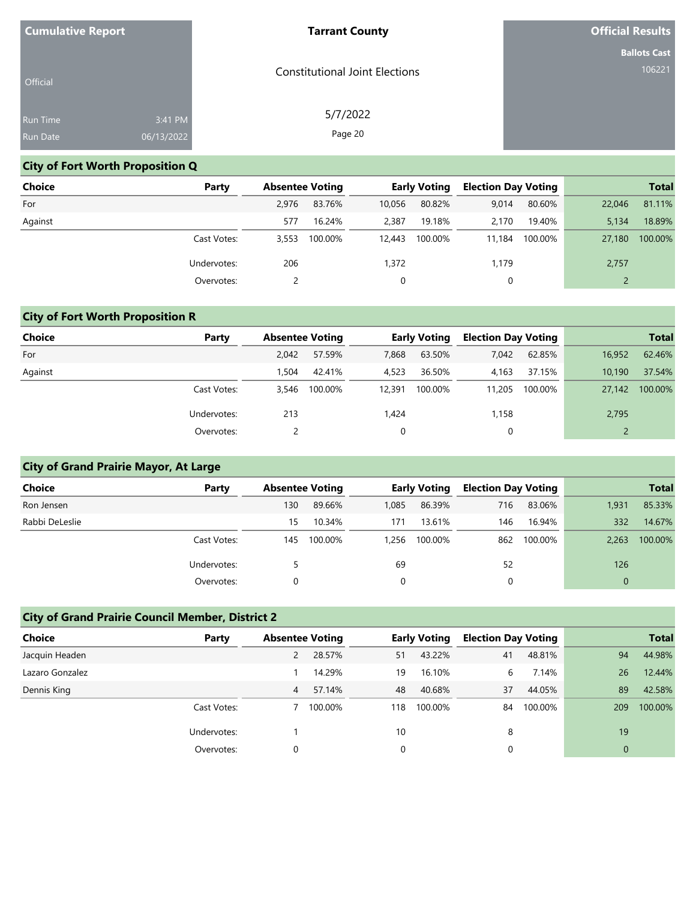**Cumulative Report**

Official

Run Time 3:41 PM
Run Date 06/13/2022

**Tarrant County**

Constitutional Joint Elections

5/7/2022

**Official Results**

**Ballots Cast**
106221

## City of Fort Worth Proposition Q

| Choice | Party | Absentee Voting | | Early Voting | | Election Day Voting | | Total | |
|---|---|---|---|---|---|---|---|---|---|
| For | | 2,976 | 83.76% | 10,056 | 80.82% | 9,014 | 80.60% | 22,046 | 81.11% |
| Against | | 577 | 16.24% | 2,387 | 19.18% | 2,170 | 19.40% | 5,134 | 18.89% |
| | Cast Votes: | 3,553 | 100.00% | 12,443 | 100.00% | 11,184 | 100.00% | 27,180 | 100.00% |
| | Undervotes: | 206 | | 1,372 | | 1,179 | | 2,757 | |
| | Overvotes: | 2 | | 0 | | 0 | | 2 | |

## City of Fort Worth Proposition R

| Choice | Party | Absentee Voting | | Early Voting | | Election Day Voting | | Total | |
|---|---|---|---|---|---|---|---|---|---|
| For | | 2,042 | 57.59% | 7,868 | 63.50% | 7,042 | 62.85% | 16,952 | 62.46% |
| Against | | 1,504 | 42.41% | 4,523 | 36.50% | 4,163 | 37.15% | 10,190 | 37.54% |
| | Cast Votes: | 3,546 | 100.00% | 12,391 | 100.00% | 11,205 | 100.00% | 27,142 | 100.00% |
| | Undervotes: | 213 | | 1,424 | | 1,158 | | 2,795 | |
| | Overvotes: | 2 | | 0 | | 0 | | 2 | |

## City of Grand Prairie Mayor, At Large

| Choice | Party | Absentee Voting | | Early Voting | | Election Day Voting | | Total | |
|---|---|---|---|---|---|---|---|---|---|
| Ron Jensen | | 130 | 89.66% | 1,085 | 86.39% | 716 | 83.06% | 1,931 | 85.33% |
| Rabbi DeLeslie | | 15 | 10.34% | 171 | 13.61% | 146 | 16.94% | 332 | 14.67% |
| | Cast Votes: | 145 | 100.00% | 1,256 | 100.00% | 862 | 100.00% | 2,263 | 100.00% |
| | Undervotes: | 5 | | 69 | | 52 | | 126 | |
| | Overvotes: | 0 | | 0 | | 0 | | 0 | |

## City of Grand Prairie Council Member, District 2

| Choice | Party | Absentee Voting | | Early Voting | | Election Day Voting | | Total | |
|---|---|---|---|---|---|---|---|---|---|
| Jacquin Headen | | 2 | 28.57% | 51 | 43.22% | 41 | 48.81% | 94 | 44.98% |
| Lazaro Gonzalez | | 1 | 14.29% | 19 | 16.10% | 6 | 7.14% | 26 | 12.44% |
| Dennis King | | 4 | 57.14% | 48 | 40.68% | 37 | 44.05% | 89 | 42.58% |
| | Cast Votes: | 7 | 100.00% | 118 | 100.00% | 84 | 100.00% | 209 | 100.00% |
| | Undervotes: | 1 | | 10 | | 8 | | 19 | |
| | Overvotes: | 0 | | 0 | | 0 | | 0 | |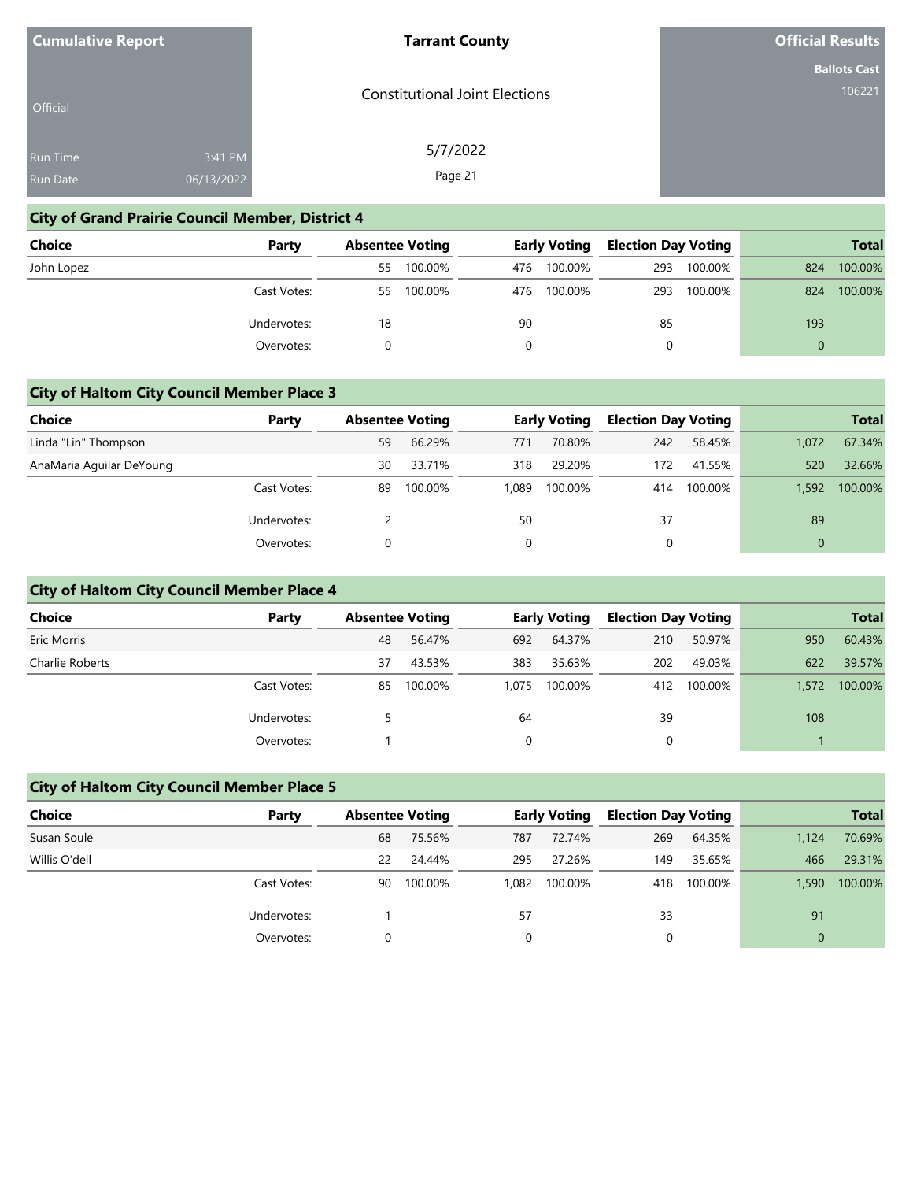Cumulative Report

Official

Run Time 3:41 PM
Run Date 06/13/2022

**Tarrant County**

Constitutional Joint Elections

5/7/2022

**Official Results**

**Ballots Cast**
106221

## City of Grand Prairie Council Member, District 4

| Choice | Party | Absentee Voting | | Early Voting | | Election Day Voting | | Total | |
|---|---|---|---|---|---|---|---|---|---|
| John Lopez | | 55 | 100.00% | 476 | 100.00% | 293 | 100.00% | 824 | 100.00% |
| | Cast Votes: | 55 | 100.00% | 476 | 100.00% | 293 | 100.00% | 824 | 100.00% |
| | Undervotes: | 18 | | 90 | | 85 | | 193 | |
| | Overvotes: | 0 | | 0 | | 0 | | 0 | |

## City of Haltom City Council Member Place 3

| Choice | Party | Absentee Voting | | Early Voting | | Election Day Voting | | Total | |
|---|---|---|---|---|---|---|---|---|---|
| Linda "Lin" Thompson | | 59 | 66.29% | 771 | 70.80% | 242 | 58.45% | 1,072 | 67.34% |
| AnaMaria Aguilar DeYoung | | 30 | 33.71% | 318 | 29.20% | 172 | 41.55% | 520 | 32.66% |
| | Cast Votes: | 89 | 100.00% | 1,089 | 100.00% | 414 | 100.00% | 1,592 | 100.00% |
| | Undervotes: | 2 | | 50 | | 37 | | 89 | |
| | Overvotes: | 0 | | 0 | | 0 | | 0 | |

## City of Haltom City Council Member Place 4

| Choice | Party | Absentee Voting | | Early Voting | | Election Day Voting | | Total | |
|---|---|---|---|---|---|---|---|---|---|
| Eric Morris | | 48 | 56.47% | 692 | 64.37% | 210 | 50.97% | 950 | 60.43% |
| Charlie Roberts | | 37 | 43.53% | 383 | 35.63% | 202 | 49.03% | 622 | 39.57% |
| | Cast Votes: | 85 | 100.00% | 1,075 | 100.00% | 412 | 100.00% | 1,572 | 100.00% |
| | Undervotes: | 5 | | 64 | | 39 | | 108 | |
| | Overvotes: | 1 | | 0 | | 0 | | 1 | |

## City of Haltom City Council Member Place 5

| Choice | Party | Absentee Voting | | Early Voting | | Election Day Voting | | Total | |
|---|---|---|---|---|---|---|---|---|---|
| Susan Soule | | 68 | 75.56% | 787 | 72.74% | 269 | 64.35% | 1,124 | 70.69% |
| Willis O'dell | | 22 | 24.44% | 295 | 27.26% | 149 | 35.65% | 466 | 29.31% |
| | Cast Votes: | 90 | 100.00% | 1,082 | 100.00% | 418 | 100.00% | 1,590 | 100.00% |
| | Undervotes: | 1 | | 57 | | 33 | | 91 | |
| | Overvotes: | 0 | | 0 | | 0 | | 0 | |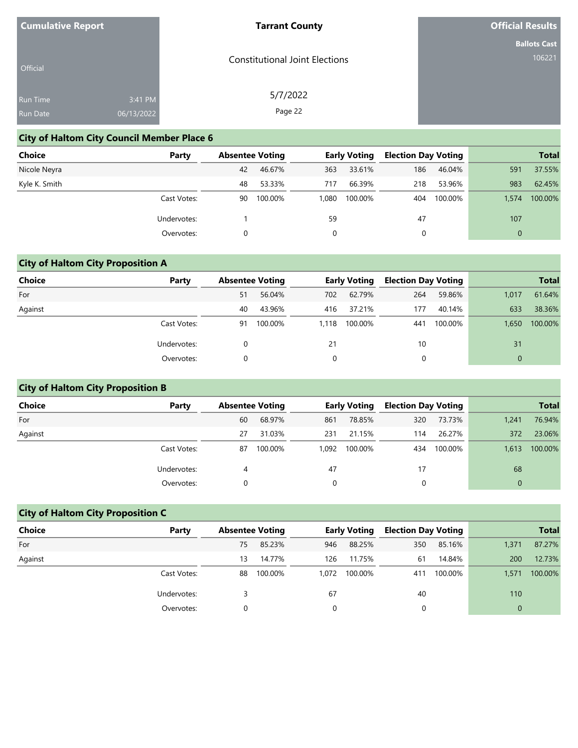| Cumulative Report | Tarrant County | Official Results |
|---|---|---|
| Official | Constitutional Joint Elections | Ballots Cast 106221 |
| Run Time 3:41 PM | 5/7/2022 | |
| Run Date 06/13/2022 | | |

## City of Haltom City Council Member Place 6

| Choice | Party | Absentee Voting | | Early Voting | | Election Day Voting | | Total | |
|---|---|---|---|---|---|---|---|---|---|
| Nicole Neyra | | 42 | 46.67% | 363 | 33.61% | 186 | 46.04% | 591 | 37.55% |
| Kyle K. Smith | | 48 | 53.33% | 717 | 66.39% | 218 | 53.96% | 983 | 62.45% |
| | Cast Votes: | 90 | 100.00% | 1,080 | 100.00% | 404 | 100.00% | 1,574 | 100.00% |
| | Undervotes: | 1 | | 59 | | 47 | | 107 | |
| | Overvotes: | 0 | | 0 | | 0 | | 0 | |

## City of Haltom City Proposition A

| Choice | Party | Absentee Voting | | Early Voting | | Election Day Voting | | Total | |
|---|---|---|---|---|---|---|---|---|---|
| For | | 51 | 56.04% | 702 | 62.79% | 264 | 59.86% | 1,017 | 61.64% |
| Against | | 40 | 43.96% | 416 | 37.21% | 177 | 40.14% | 633 | 38.36% |
| | Cast Votes: | 91 | 100.00% | 1,118 | 100.00% | 441 | 100.00% | 1,650 | 100.00% |
| | Undervotes: | 0 | | 21 | | 10 | | 31 | |
| | Overvotes: | 0 | | 0 | | 0 | | 0 | |

## City of Haltom City Proposition B

| Choice | Party | Absentee Voting | | Early Voting | | Election Day Voting | | Total | |
|---|---|---|---|---|---|---|---|---|---|
| For | | 60 | 68.97% | 861 | 78.85% | 320 | 73.73% | 1,241 | 76.94% |
| Against | | 27 | 31.03% | 231 | 21.15% | 114 | 26.27% | 372 | 23.06% |
| | Cast Votes: | 87 | 100.00% | 1,092 | 100.00% | 434 | 100.00% | 1,613 | 100.00% |
| | Undervotes: | 4 | | 47 | | 17 | | 68 | |
| | Overvotes: | 0 | | 0 | | 0 | | 0 | |

## City of Haltom City Proposition C

| Choice | Party | Absentee Voting | | Early Voting | | Election Day Voting | | Total | |
|---|---|---|---|---|---|---|---|---|---|
| For | | 75 | 85.23% | 946 | 88.25% | 350 | 85.16% | 1,371 | 87.27% |
| Against | | 13 | 14.77% | 126 | 11.75% | 61 | 14.84% | 200 | 12.73% |
| | Cast Votes: | 88 | 100.00% | 1,072 | 100.00% | 411 | 100.00% | 1,571 | 100.00% |
| | Undervotes: | 3 | | 67 | | 40 | | 110 | |
| | Overvotes: | 0 | | 0 | | 0 | | 0 | |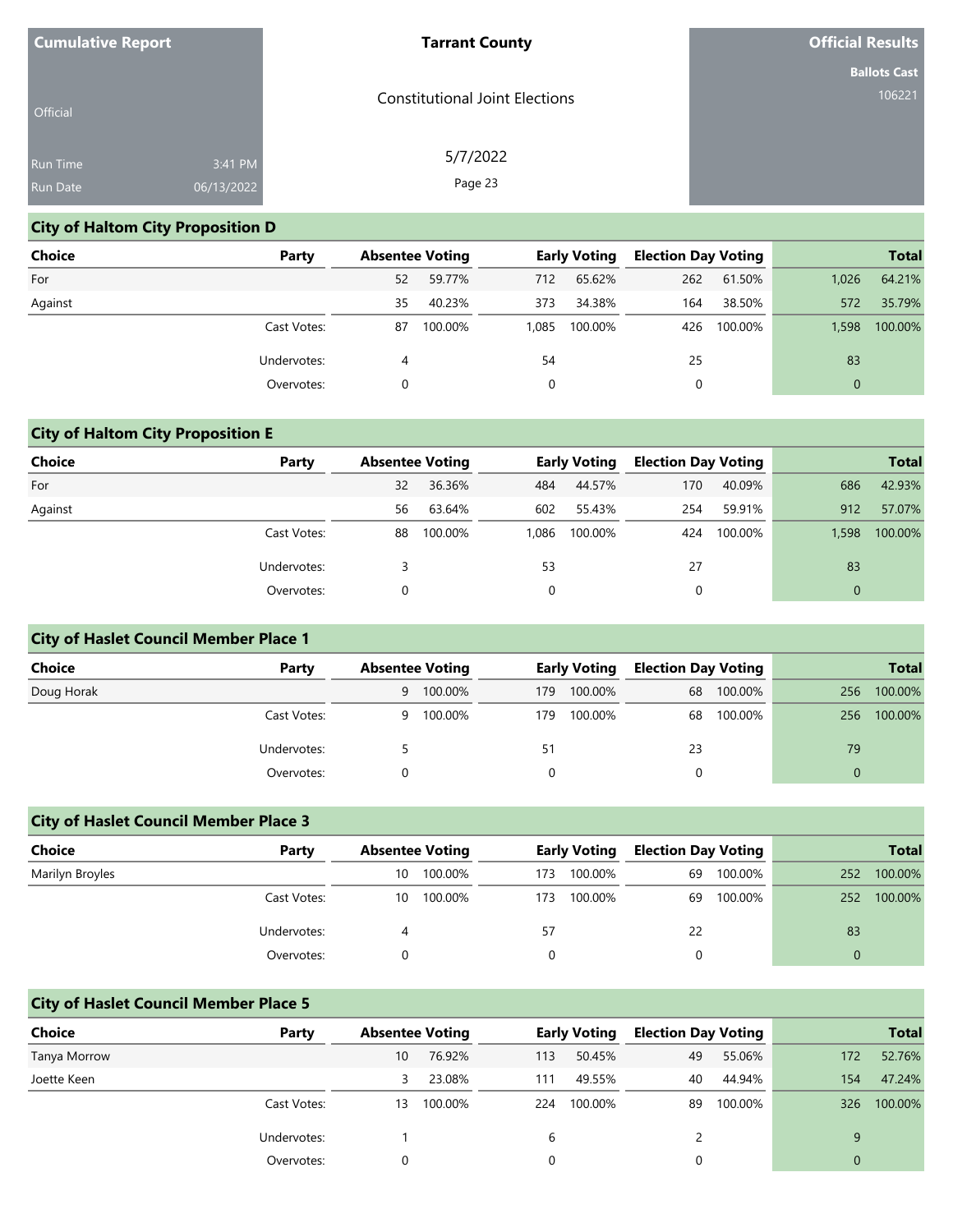Cumulative Report

Official

Run Time 3:41 PM
Run Date 06/13/2022

**Tarrant County**

Constitutional Joint Elections

5/7/2022

**Official Results**

**Ballots Cast**
106221

## City of Haltom City Proposition D

| Choice | Party | Absentee Voting | | Early Voting | | Election Day Voting | | Total | |
|---|---|---|---|---|---|---|---|---|---|
| For | | 52 | 59.77% | 712 | 65.62% | 262 | 61.50% | 1,026 | 64.21% |
| Against | | 35 | 40.23% | 373 | 34.38% | 164 | 38.50% | 572 | 35.79% |
| | Cast Votes: | 87 | 100.00% | 1,085 | 100.00% | 426 | 100.00% | 1,598 | 100.00% |
| | Undervotes: | 4 | | 54 | | 25 | | 83 | |
| | Overvotes: | 0 | | 0 | | 0 | | 0 | |

## City of Haltom City Proposition E

| Choice | Party | Absentee Voting | | Early Voting | | Election Day Voting | | Total | |
|---|---|---|---|---|---|---|---|---|---|
| For | | 32 | 36.36% | 484 | 44.57% | 170 | 40.09% | 686 | 42.93% |
| Against | | 56 | 63.64% | 602 | 55.43% | 254 | 59.91% | 912 | 57.07% |
| | Cast Votes: | 88 | 100.00% | 1,086 | 100.00% | 424 | 100.00% | 1,598 | 100.00% |
| | Undervotes: | 3 | | 53 | | 27 | | 83 | |
| | Overvotes: | 0 | | 0 | | 0 | | 0 | |

## City of Haslet Council Member Place 1

| Choice | Party | Absentee Voting | | Early Voting | | Election Day Voting | | Total | |
|---|---|---|---|---|---|---|---|---|---|
| Doug Horak | | 9 | 100.00% | 179 | 100.00% | 68 | 100.00% | 256 | 100.00% |
| | Cast Votes: | 9 | 100.00% | 179 | 100.00% | 68 | 100.00% | 256 | 100.00% |
| | Undervotes: | 5 | | 51 | | 23 | | 79 | |
| | Overvotes: | 0 | | 0 | | 0 | | 0 | |

## City of Haslet Council Member Place 3

| Choice | Party | Absentee Voting | | Early Voting | | Election Day Voting | | Total | |
|---|---|---|---|---|---|---|---|---|---|
| Marilyn Broyles | | 10 | 100.00% | 173 | 100.00% | 69 | 100.00% | 252 | 100.00% |
| | Cast Votes: | 10 | 100.00% | 173 | 100.00% | 69 | 100.00% | 252 | 100.00% |
| | Undervotes: | 4 | | 57 | | 22 | | 83 | |
| | Overvotes: | 0 | | 0 | | 0 | | 0 | |

## City of Haslet Council Member Place 5

| Choice | Party | Absentee Voting | | Early Voting | | Election Day Voting | | Total | |
|---|---|---|---|---|---|---|---|---|---|
| Tanya Morrow | | 10 | 76.92% | 113 | 50.45% | 49 | 55.06% | 172 | 52.76% |
| Joette Keen | | 3 | 23.08% | 111 | 49.55% | 40 | 44.94% | 154 | 47.24% |
| | Cast Votes: | 13 | 100.00% | 224 | 100.00% | 89 | 100.00% | 326 | 100.00% |
| | Undervotes: | 1 | | 6 | | 2 | | 9 | |
| | Overvotes: | 0 | | 0 | | 0 | | 0 | |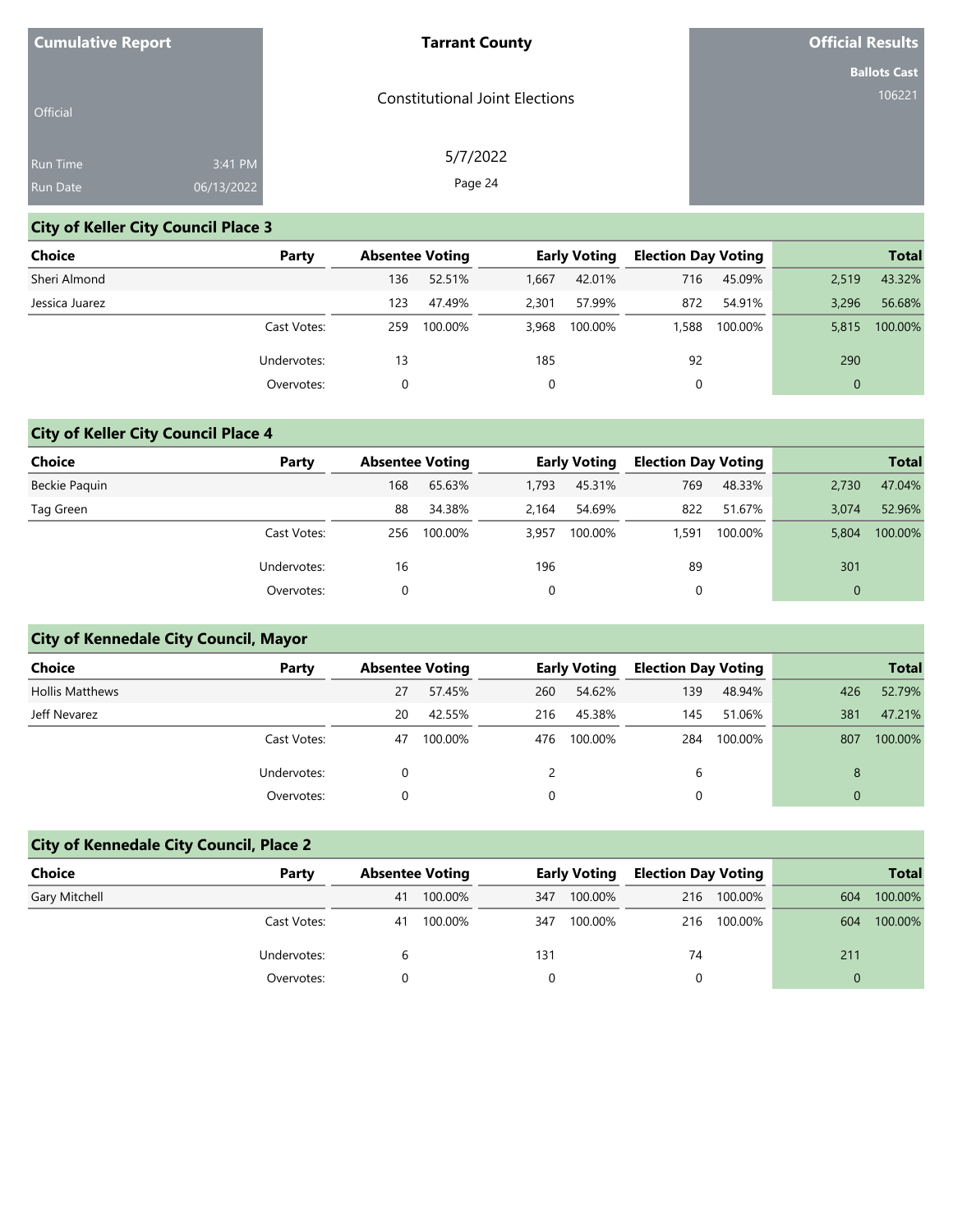Cumulative Report

Official

Run Time 3:41 PM
Run Date 06/13/2022

**Tarrant County**

Constitutional Joint Elections

5/7/2022

**Official Results**

**Ballots Cast**
106221

## City of Keller City Council Place 3

| Choice | Party | Absentee Voting | | Early Voting | | Election Day Voting | | Total | |
|---|---|---|---|---|---|---|---|---|---|
| Sheri Almond | | 136 | 52.51% | 1,667 | 42.01% | 716 | 45.09% | 2,519 | 43.32% |
| Jessica Juarez | | 123 | 47.49% | 2,301 | 57.99% | 872 | 54.91% | 3,296 | 56.68% |
| | Cast Votes: | 259 | 100.00% | 3,968 | 100.00% | 1,588 | 100.00% | 5,815 | 100.00% |
| | Undervotes: | 13 | | 185 | | 92 | | 290 | |
| | Overvotes: | 0 | | 0 | | 0 | | 0 | |

## City of Keller City Council Place 4

| Choice | Party | Absentee Voting | | Early Voting | | Election Day Voting | | Total | |
|---|---|---|---|---|---|---|---|---|---|
| Beckie Paquin | | 168 | 65.63% | 1,793 | 45.31% | 769 | 48.33% | 2,730 | 47.04% |
| Tag Green | | 88 | 34.38% | 2,164 | 54.69% | 822 | 51.67% | 3,074 | 52.96% |
| | Cast Votes: | 256 | 100.00% | 3,957 | 100.00% | 1,591 | 100.00% | 5,804 | 100.00% |
| | Undervotes: | 16 | | 196 | | 89 | | 301 | |
| | Overvotes: | 0 | | 0 | | 0 | | 0 | |

## City of Kennedale City Council, Mayor

| Choice | Party | Absentee Voting | | Early Voting | | Election Day Voting | | Total | |
|---|---|---|---|---|---|---|---|---|---|
| Hollis Matthews | | 27 | 57.45% | 260 | 54.62% | 139 | 48.94% | 426 | 52.79% |
| Jeff Nevarez | | 20 | 42.55% | 216 | 45.38% | 145 | 51.06% | 381 | 47.21% |
| | Cast Votes: | 47 | 100.00% | 476 | 100.00% | 284 | 100.00% | 807 | 100.00% |
| | Undervotes: | 0 | | 2 | | 6 | | 8 | |
| | Overvotes: | 0 | | 0 | | 0 | | 0 | |

## City of Kennedale City Council, Place 2

| Choice | Party | Absentee Voting | | Early Voting | | Election Day Voting | | Total | |
|---|---|---|---|---|---|---|---|---|---|
| Gary Mitchell | | 41 | 100.00% | 347 | 100.00% | 216 | 100.00% | 604 | 100.00% |
| | Cast Votes: | 41 | 100.00% | 347 | 100.00% | 216 | 100.00% | 604 | 100.00% |
| | Undervotes: | 6 | | 131 | | 74 | | 211 | |
| | Overvotes: | 0 | | 0 | | 0 | | 0 | |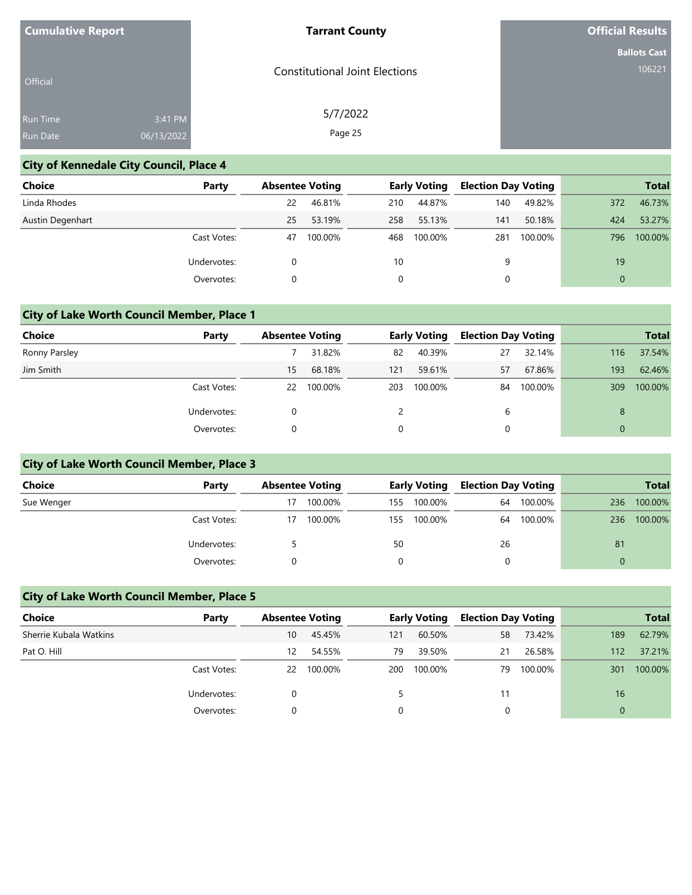**Cumulative Report**

Official

Run Time 3:41 PM
Run Date 06/13/2022

**Tarrant County**

Constitutional Joint Elections

5/7/2022

**Official Results**

**Ballots Cast**
106221

## City of Kennedale City Council, Place 4

| Choice | Party | Absentee Voting | | Early Voting | | Election Day Voting | | Total | |
|---|---|---|---|---|---|---|---|---|---|
| Linda Rhodes | | 22 | 46.81% | 210 | 44.87% | 140 | 49.82% | 372 | 46.73% |
| Austin Degenhart | | 25 | 53.19% | 258 | 55.13% | 141 | 50.18% | 424 | 53.27% |
| | Cast Votes: | 47 | 100.00% | 468 | 100.00% | 281 | 100.00% | 796 | 100.00% |
| | Undervotes: | 0 | | 10 | | 9 | | 19 | |
| | Overvotes: | 0 | | 0 | | 0 | | 0 | |

## City of Lake Worth Council Member, Place 1

| Choice | Party | Absentee Voting | | Early Voting | | Election Day Voting | | Total | |
|---|---|---|---|---|---|---|---|---|---|
| Ronny Parsley | | 7 | 31.82% | 82 | 40.39% | 27 | 32.14% | 116 | 37.54% |
| Jim Smith | | 15 | 68.18% | 121 | 59.61% | 57 | 67.86% | 193 | 62.46% |
| | Cast Votes: | 22 | 100.00% | 203 | 100.00% | 84 | 100.00% | 309 | 100.00% |
| | Undervotes: | 0 | | 2 | | 6 | | 8 | |
| | Overvotes: | 0 | | 0 | | 0 | | 0 | |

## City of Lake Worth Council Member, Place 3

| Choice | Party | Absentee Voting | | Early Voting | | Election Day Voting | | Total | |
|---|---|---|---|---|---|---|---|---|---|
| Sue Wenger | | 17 | 100.00% | 155 | 100.00% | 64 | 100.00% | 236 | 100.00% |
| | Cast Votes: | 17 | 100.00% | 155 | 100.00% | 64 | 100.00% | 236 | 100.00% |
| | Undervotes: | 5 | | 50 | | 26 | | 81 | |
| | Overvotes: | 0 | | 0 | | 0 | | 0 | |

## City of Lake Worth Council Member, Place 5

| Choice | Party | Absentee Voting | | Early Voting | | Election Day Voting | | Total | |
|---|---|---|---|---|---|---|---|---|---|
| Sherrie Kubala Watkins | | 10 | 45.45% | 121 | 60.50% | 58 | 73.42% | 189 | 62.79% |
| Pat O. Hill | | 12 | 54.55% | 79 | 39.50% | 21 | 26.58% | 112 | 37.21% |
| | Cast Votes: | 22 | 100.00% | 200 | 100.00% | 79 | 100.00% | 301 | 100.00% |
| | Undervotes: | 0 | | 5 | | 11 | | 16 | |
| | Overvotes: | 0 | | 0 | | 0 | | 0 | |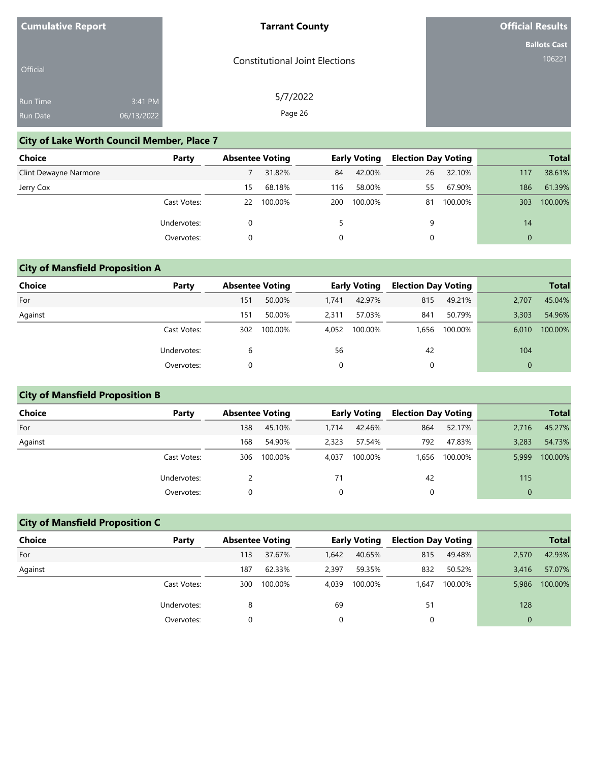| Cumulative Report | Tarrant County | Official Results |
|---|---|---|
| Official | Constitutional Joint Elections | Ballots Cast 106221 |
| Run Time 3:41 PM | 5/7/2022 | |
| Run Date 06/13/2022 | | |

## City of Lake Worth Council Member, Place 7

| Choice | Party | Absentee Voting | | Early Voting | | Election Day Voting | | Total | |
|---|---|---|---|---|---|---|---|---|---|
| Clint Dewayne Narmore | | 7 | 31.82% | 84 | 42.00% | 26 | 32.10% | 117 | 38.61% |
| Jerry Cox | | 15 | 68.18% | 116 | 58.00% | 55 | 67.90% | 186 | 61.39% |
| | Cast Votes: | 22 | 100.00% | 200 | 100.00% | 81 | 100.00% | 303 | 100.00% |
| | Undervotes: | 0 | | 5 | | 9 | | 14 | |
| | Overvotes: | 0 | | 0 | | 0 | | 0 | |

## City of Mansfield Proposition A

| Choice | Party | Absentee Voting | | Early Voting | | Election Day Voting | | Total | |
|---|---|---|---|---|---|---|---|---|---|
| For | | 151 | 50.00% | 1,741 | 42.97% | 815 | 49.21% | 2,707 | 45.04% |
| Against | | 151 | 50.00% | 2,311 | 57.03% | 841 | 50.79% | 3,303 | 54.96% |
| | Cast Votes: | 302 | 100.00% | 4,052 | 100.00% | 1,656 | 100.00% | 6,010 | 100.00% |
| | Undervotes: | 6 | | 56 | | 42 | | 104 | |
| | Overvotes: | 0 | | 0 | | 0 | | 0 | |

## City of Mansfield Proposition B

| Choice | Party | Absentee Voting | | Early Voting | | Election Day Voting | | Total | |
|---|---|---|---|---|---|---|---|---|---|
| For | | 138 | 45.10% | 1,714 | 42.46% | 864 | 52.17% | 2,716 | 45.27% |
| Against | | 168 | 54.90% | 2,323 | 57.54% | 792 | 47.83% | 3,283 | 54.73% |
| | Cast Votes: | 306 | 100.00% | 4,037 | 100.00% | 1,656 | 100.00% | 5,999 | 100.00% |
| | Undervotes: | 2 | | 71 | | 42 | | 115 | |
| | Overvotes: | 0 | | 0 | | 0 | | 0 | |

## City of Mansfield Proposition C

| Choice | Party | Absentee Voting | | Early Voting | | Election Day Voting | | Total | |
|---|---|---|---|---|---|---|---|---|---|
| For | | 113 | 37.67% | 1,642 | 40.65% | 815 | 49.48% | 2,570 | 42.93% |
| Against | | 187 | 62.33% | 2,397 | 59.35% | 832 | 50.52% | 3,416 | 57.07% |
| | Cast Votes: | 300 | 100.00% | 4,039 | 100.00% | 1,647 | 100.00% | 5,986 | 100.00% |
| | Undervotes: | 8 | | 69 | | 51 | | 128 | |
| | Overvotes: | 0 | | 0 | | 0 | | 0 | |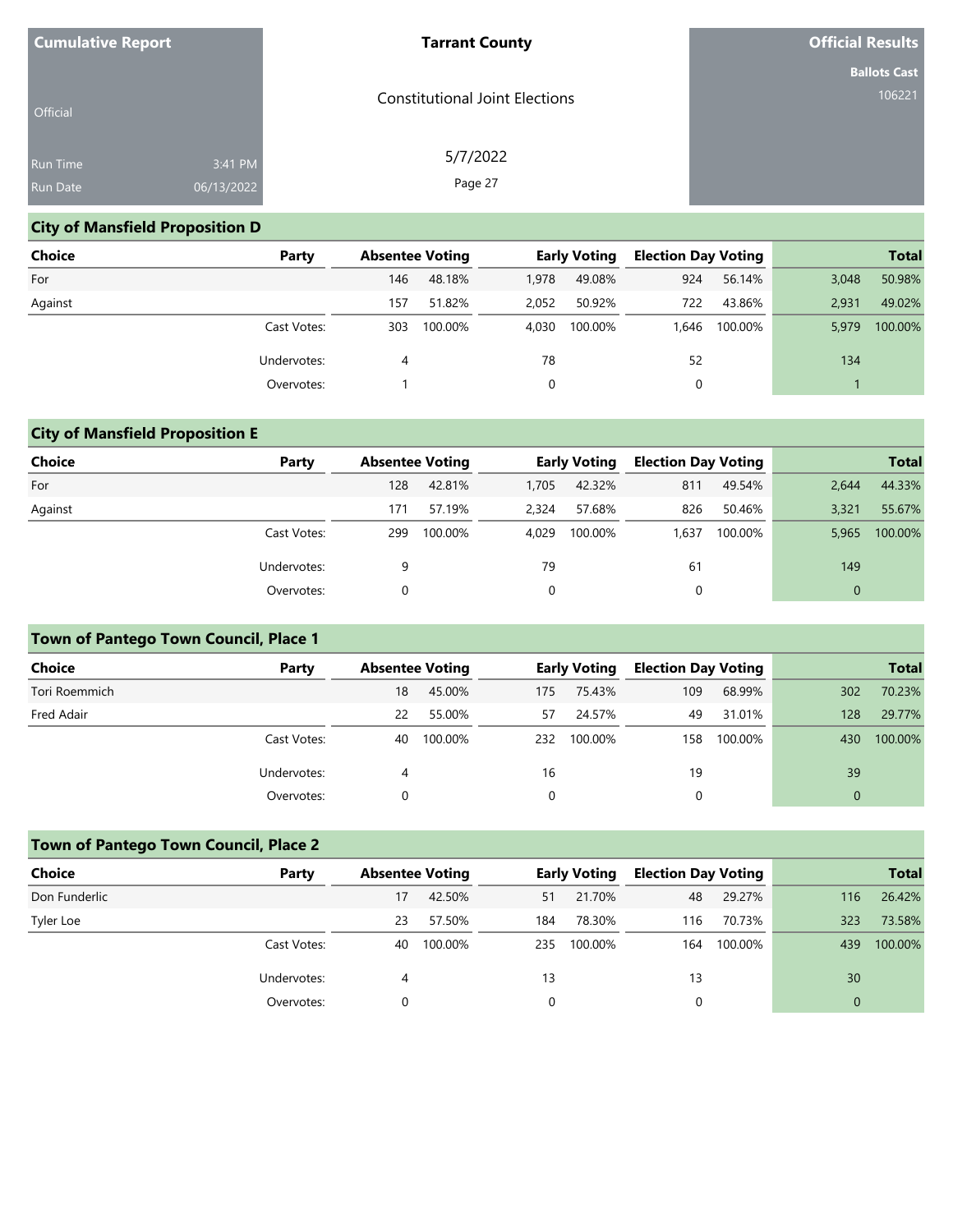| Cumulative Report | Tarrant County | Official Results |
|---|---|---|
| Official | Constitutional Joint Elections | Ballots Cast 106221 |
| Run Time 3:41 PM | 5/7/2022 | |
| Run Date 06/13/2022 | | |

## City of Mansfield Proposition D

| Choice | Party | Absentee Voting | | Early Voting | | Election Day Voting | | Total | |
|---|---|---|---|---|---|---|---|---|---|
| For | | 146 | 48.18% | 1,978 | 49.08% | 924 | 56.14% | 3,048 | 50.98% |
| Against | | 157 | 51.82% | 2,052 | 50.92% | 722 | 43.86% | 2,931 | 49.02% |
| | Cast Votes: | 303 | 100.00% | 4,030 | 100.00% | 1,646 | 100.00% | 5,979 | 100.00% |
| | Undervotes: | 4 | | 78 | | 52 | | 134 | |
| | Overvotes: | 1 | | 0 | | 0 | | 1 | |

## City of Mansfield Proposition E

| Choice | Party | Absentee Voting | | Early Voting | | Election Day Voting | | Total | |
|---|---|---|---|---|---|---|---|---|---|
| For | | 128 | 42.81% | 1,705 | 42.32% | 811 | 49.54% | 2,644 | 44.33% |
| Against | | 171 | 57.19% | 2,324 | 57.68% | 826 | 50.46% | 3,321 | 55.67% |
| | Cast Votes: | 299 | 100.00% | 4,029 | 100.00% | 1,637 | 100.00% | 5,965 | 100.00% |
| | Undervotes: | 9 | | 79 | | 61 | | 149 | |
| | Overvotes: | 0 | | 0 | | 0 | | 0 | |

## Town of Pantego Town Council, Place 1

| Choice | Party | Absentee Voting | | Early Voting | | Election Day Voting | | Total | |
|---|---|---|---|---|---|---|---|---|---|
| Tori Roemmich | | 18 | 45.00% | 175 | 75.43% | 109 | 68.99% | 302 | 70.23% |
| Fred Adair | | 22 | 55.00% | 57 | 24.57% | 49 | 31.01% | 128 | 29.77% |
| | Cast Votes: | 40 | 100.00% | 232 | 100.00% | 158 | 100.00% | 430 | 100.00% |
| | Undervotes: | 4 | | 16 | | 19 | | 39 | |
| | Overvotes: | 0 | | 0 | | 0 | | 0 | |

## Town of Pantego Town Council, Place 2

| Choice | Party | Absentee Voting | | Early Voting | | Election Day Voting | | Total | |
|---|---|---|---|---|---|---|---|---|---|
| Don Funderlic | | 17 | 42.50% | 51 | 21.70% | 48 | 29.27% | 116 | 26.42% |
| Tyler Loe | | 23 | 57.50% | 184 | 78.30% | 116 | 70.73% | 323 | 73.58% |
| | Cast Votes: | 40 | 100.00% | 235 | 100.00% | 164 | 100.00% | 439 | 100.00% |
| | Undervotes: | 4 | | 13 | | 13 | | 30 | |
| | Overvotes: | 0 | | 0 | | 0 | | 0 | |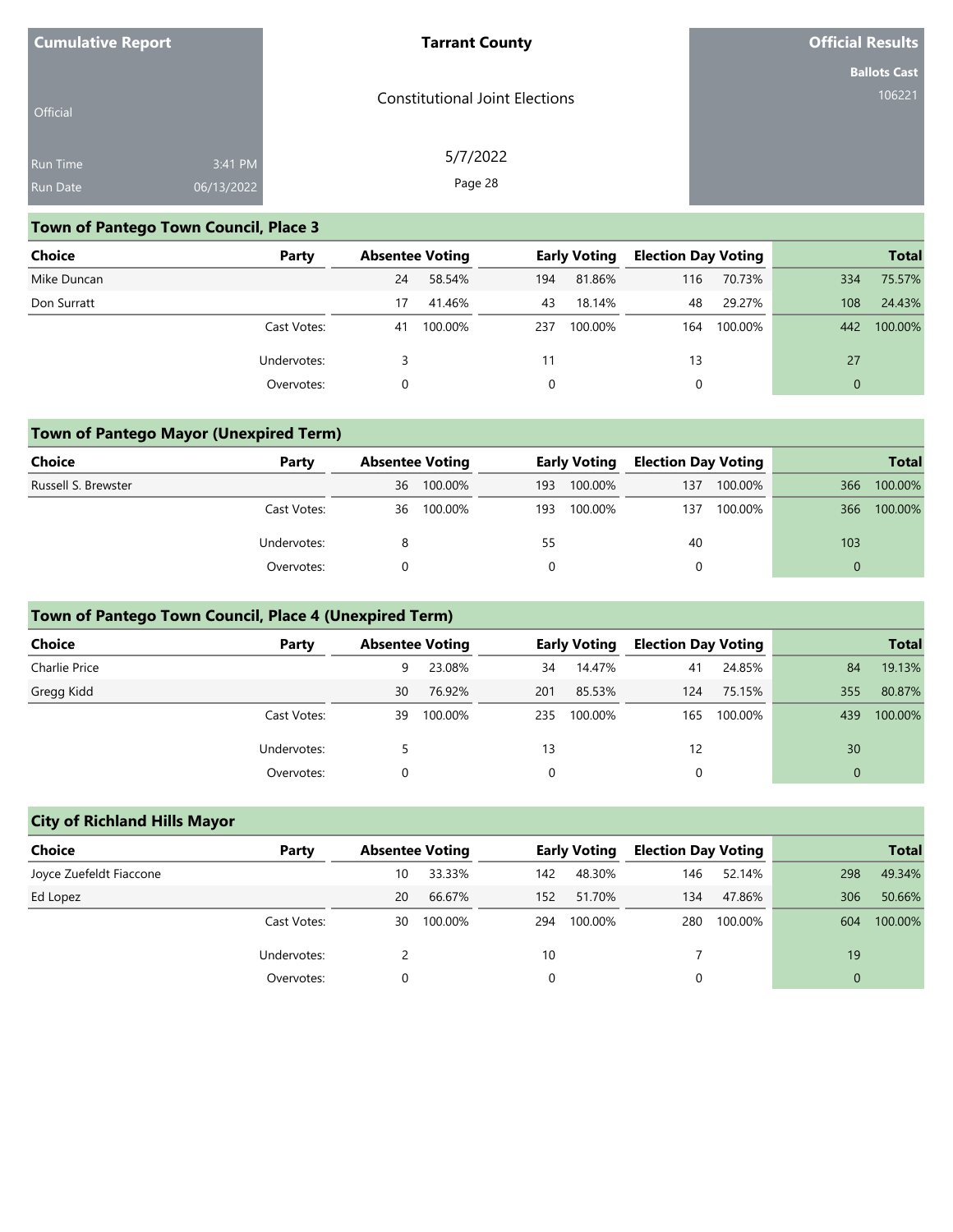| Cumulative Report | | Tarrant County | Official Results |
|---|---|---|---|
| Official | | Constitutional Joint Elections | Ballots Cast |
| Run Time | 3:41 PM | 5/7/2022 | 106221 |
| Run Date | 06/13/2022 | | |

## Town of Pantego Town Council, Place 3

| Choice | Party | Absentee Voting | | Early Voting | | Election Day Voting | | Total | |
|---|---|---|---|---|---|---|---|---|---|
| Mike Duncan | | 24 | 58.54% | 194 | 81.86% | 116 | 70.73% | 334 | 75.57% |
| Don Surratt | | 17 | 41.46% | 43 | 18.14% | 48 | 29.27% | 108 | 24.43% |
| | Cast Votes: | 41 | 100.00% | 237 | 100.00% | 164 | 100.00% | 442 | 100.00% |
| | Undervotes: | 3 | | 11 | | 13 | | 27 | |
| | Overvotes: | 0 | | 0 | | 0 | | 0 | |

## Town of Pantego Mayor (Unexpired Term)

| Choice | Party | Absentee Voting | | Early Voting | | Election Day Voting | | Total | |
|---|---|---|---|---|---|---|---|---|---|
| Russell S. Brewster | | 36 | 100.00% | 193 | 100.00% | 137 | 100.00% | 366 | 100.00% |
| | Cast Votes: | 36 | 100.00% | 193 | 100.00% | 137 | 100.00% | 366 | 100.00% |
| | Undervotes: | 8 | | 55 | | 40 | | 103 | |
| | Overvotes: | 0 | | 0 | | 0 | | 0 | |

## Town of Pantego Town Council, Place 4 (Unexpired Term)

| Choice | Party | Absentee Voting | | Early Voting | | Election Day Voting | | Total | |
|---|---|---|---|---|---|---|---|---|---|
| Charlie Price | | 9 | 23.08% | 34 | 14.47% | 41 | 24.85% | 84 | 19.13% |
| Gregg Kidd | | 30 | 76.92% | 201 | 85.53% | 124 | 75.15% | 355 | 80.87% |
| | Cast Votes: | 39 | 100.00% | 235 | 100.00% | 165 | 100.00% | 439 | 100.00% |
| | Undervotes: | 5 | | 13 | | 12 | | 30 | |
| | Overvotes: | 0 | | 0 | | 0 | | 0 | |

## City of Richland Hills Mayor

| Choice | Party | Absentee Voting | | Early Voting | | Election Day Voting | | Total | |
|---|---|---|---|---|---|---|---|---|---|
| Joyce Zuefeldt Fiaccone | | 10 | 33.33% | 142 | 48.30% | 146 | 52.14% | 298 | 49.34% |
| Ed Lopez | | 20 | 66.67% | 152 | 51.70% | 134 | 47.86% | 306 | 50.66% |
| | Cast Votes: | 30 | 100.00% | 294 | 100.00% | 280 | 100.00% | 604 | 100.00% |
| | Undervotes: | 2 | | 10 | | 7 | | 19 | |
| | Overvotes: | 0 | | 0 | | 0 | | 0 | |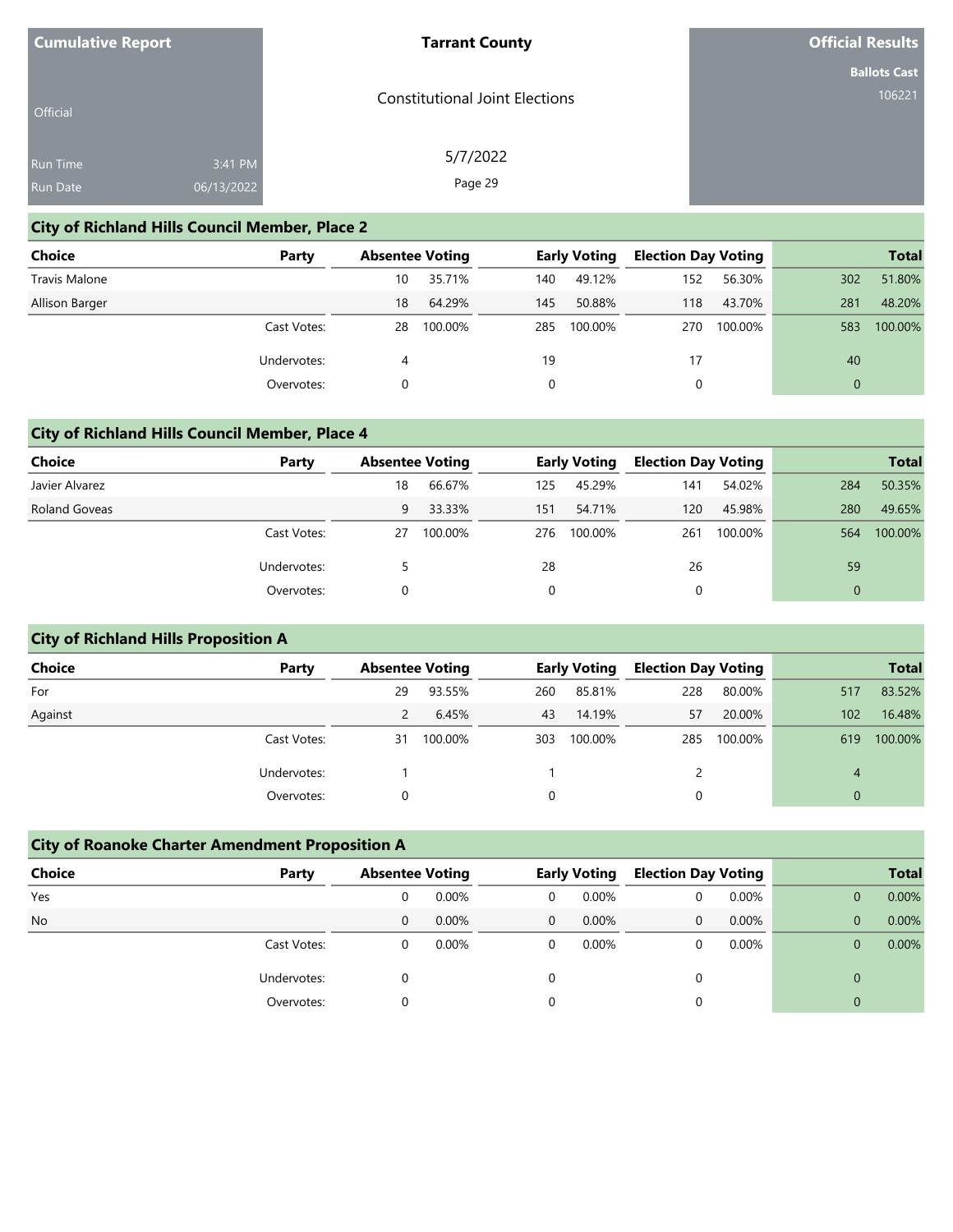| Cumulative Report | | Tarrant County | Official Results |
|---|---|---|---|
| Official | | Constitutional Joint Elections | Ballots Cast |
| Run Time | 3:41 PM | 5/7/2022 | 106221 |
| Run Date | 06/13/2022 | | |

## City of Richland Hills Council Member, Place 2

| Choice | Party | Absentee Voting | | Early Voting | | Election Day Voting | | Total | |
|---|---|---|---|---|---|---|---|---|---|
| Travis Malone | | 10 | 35.71% | 140 | 49.12% | 152 | 56.30% | 302 | 51.80% |
| Allison Barger | | 18 | 64.29% | 145 | 50.88% | 118 | 43.70% | 281 | 48.20% |
| | Cast Votes: | 28 | 100.00% | 285 | 100.00% | 270 | 100.00% | 583 | 100.00% |
| | Undervotes: | 4 | | 19 | | 17 | | 40 | |
| | Overvotes: | 0 | | 0 | | 0 | | 0 | |

## City of Richland Hills Council Member, Place 4

| Choice | Party | Absentee Voting | | Early Voting | | Election Day Voting | | Total | |
|---|---|---|---|---|---|---|---|---|---|
| Javier Alvarez | | 18 | 66.67% | 125 | 45.29% | 141 | 54.02% | 284 | 50.35% |
| Roland Goveas | | 9 | 33.33% | 151 | 54.71% | 120 | 45.98% | 280 | 49.65% |
| | Cast Votes: | 27 | 100.00% | 276 | 100.00% | 261 | 100.00% | 564 | 100.00% |
| | Undervotes: | 5 | | 28 | | 26 | | 59 | |
| | Overvotes: | 0 | | 0 | | 0 | | 0 | |

## City of Richland Hills Proposition A

| Choice | Party | Absentee Voting | | Early Voting | | Election Day Voting | | Total | |
|---|---|---|---|---|---|---|---|---|---|
| For | | 29 | 93.55% | 260 | 85.81% | 228 | 80.00% | 517 | 83.52% |
| Against | | 2 | 6.45% | 43 | 14.19% | 57 | 20.00% | 102 | 16.48% |
| | Cast Votes: | 31 | 100.00% | 303 | 100.00% | 285 | 100.00% | 619 | 100.00% |
| | Undervotes: | 1 | | 1 | | 2 | | 4 | |
| | Overvotes: | 0 | | 0 | | 0 | | 0 | |

## City of Roanoke Charter Amendment Proposition A

| Choice | Party | Absentee Voting | | Early Voting | | Election Day Voting | | Total | |
|---|---|---|---|---|---|---|---|---|---|
| Yes | | 0 | 0.00% | 0 | 0.00% | 0 | 0.00% | 0 | 0.00% |
| No | | 0 | 0.00% | 0 | 0.00% | 0 | 0.00% | 0 | 0.00% |
| | Cast Votes: | 0 | 0.00% | 0 | 0.00% | 0 | 0.00% | 0 | 0.00% |
| | Undervotes: | 0 | | 0 | | 0 | | 0 | |
| | Overvotes: | 0 | | 0 | | 0 | | 0 | |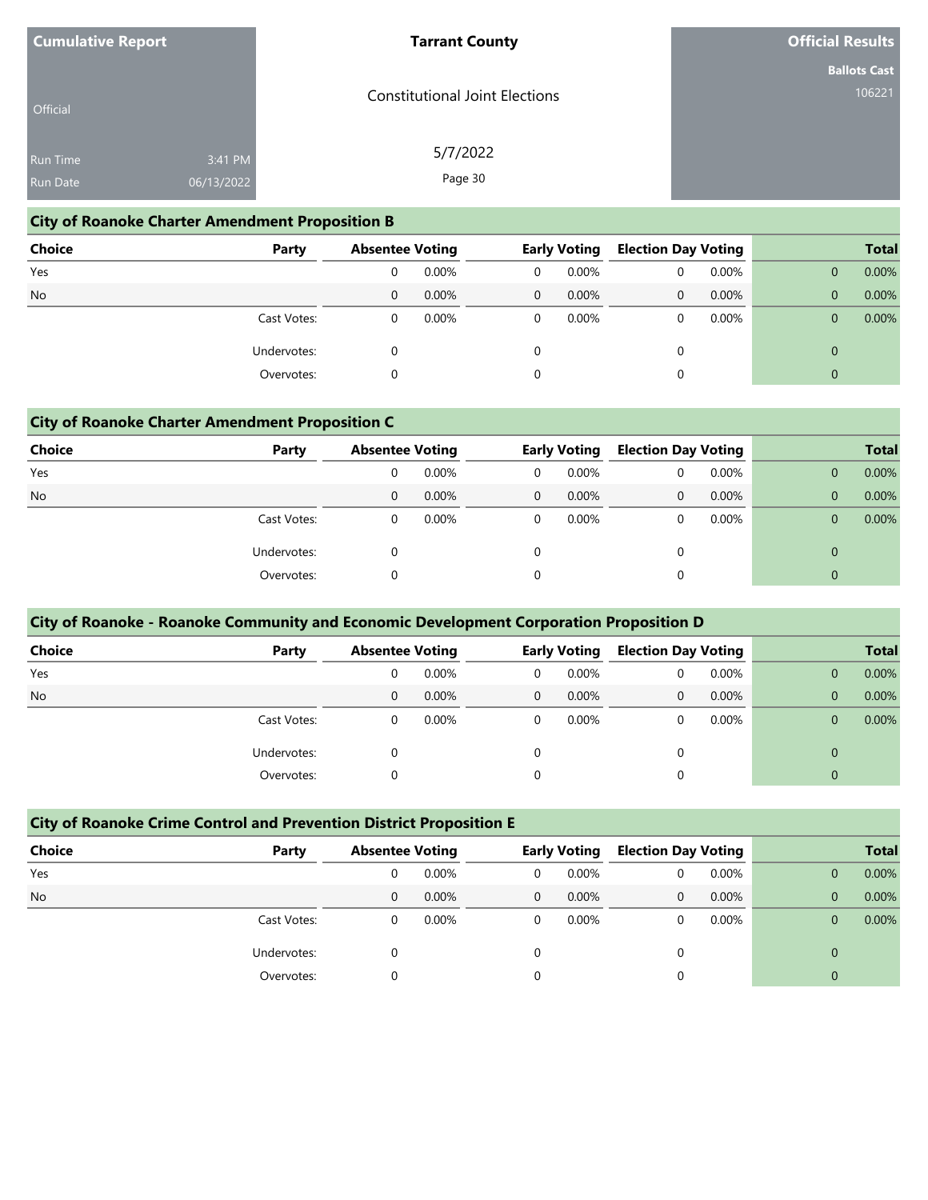**Cumulative Report**

Official

Run Time 3:41 PM
Run Date 06/13/2022

**Tarrant County**

Constitutional Joint Elections

5/7/2022

**Official Results**

**Ballots Cast**
106221

## City of Roanoke Charter Amendment Proposition B

| Choice | Party | Absentee Voting | | Early Voting | | Election Day Voting | | Total | |
|---|---|---|---|---|---|---|---|---|---|
| Yes | | 0 | 0.00% | 0 | 0.00% | 0 | 0.00% | 0 | 0.00% |
| No | | 0 | 0.00% | 0 | 0.00% | 0 | 0.00% | 0 | 0.00% |
| | Cast Votes: | 0 | 0.00% | 0 | 0.00% | 0 | 0.00% | 0 | 0.00% |
| | Undervotes: | 0 | | 0 | | 0 | | 0 | |
| | Overvotes: | 0 | | 0 | | 0 | | 0 | |

## City of Roanoke Charter Amendment Proposition C

| Choice | Party | Absentee Voting | | Early Voting | | Election Day Voting | | Total | |
|---|---|---|---|---|---|---|---|---|---|
| Yes | | 0 | 0.00% | 0 | 0.00% | 0 | 0.00% | 0 | 0.00% |
| No | | 0 | 0.00% | 0 | 0.00% | 0 | 0.00% | 0 | 0.00% |
| | Cast Votes: | 0 | 0.00% | 0 | 0.00% | 0 | 0.00% | 0 | 0.00% |
| | Undervotes: | 0 | | 0 | | 0 | | 0 | |
| | Overvotes: | 0 | | 0 | | 0 | | 0 | |

## City of Roanoke - Roanoke Community and Economic Development Corporation Proposition D

| Choice | Party | Absentee Voting | | Early Voting | | Election Day Voting | | Total | |
|---|---|---|---|---|---|---|---|---|---|
| Yes | | 0 | 0.00% | 0 | 0.00% | 0 | 0.00% | 0 | 0.00% |
| No | | 0 | 0.00% | 0 | 0.00% | 0 | 0.00% | 0 | 0.00% |
| | Cast Votes: | 0 | 0.00% | 0 | 0.00% | 0 | 0.00% | 0 | 0.00% |
| | Undervotes: | 0 | | 0 | | 0 | | 0 | |
| | Overvotes: | 0 | | 0 | | 0 | | 0 | |

## City of Roanoke Crime Control and Prevention District Proposition E

| Choice | Party | Absentee Voting | | Early Voting | | Election Day Voting | | Total | |
|---|---|---|---|---|---|---|---|---|---|
| Yes | | 0 | 0.00% | 0 | 0.00% | 0 | 0.00% | 0 | 0.00% |
| No | | 0 | 0.00% | 0 | 0.00% | 0 | 0.00% | 0 | 0.00% |
| | Cast Votes: | 0 | 0.00% | 0 | 0.00% | 0 | 0.00% | 0 | 0.00% |
| | Undervotes: | 0 | | 0 | | 0 | | 0 | |
| | Overvotes: | 0 | | 0 | | 0 | | 0 | |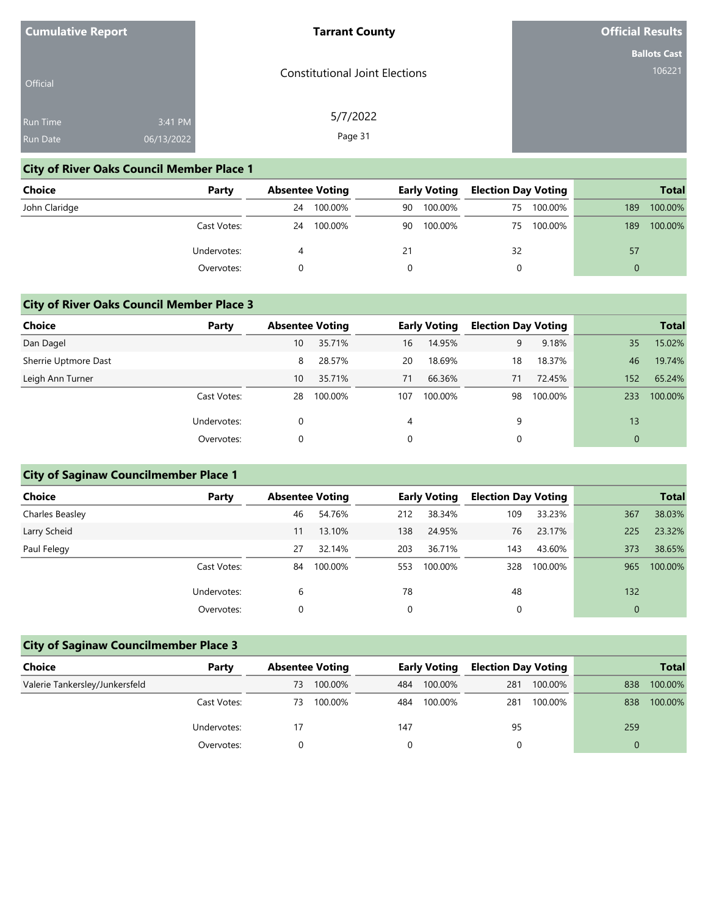Cumulative Report

Official

Run Time 3:41 PM
Run Date 06/13/2022

**Tarrant County**

Constitutional Joint Elections

5/7/2022

**Official Results**

**Ballots Cast**
106221

## City of River Oaks Council Member Place 1

| Choice | Party | Absentee Voting | | Early Voting | | Election Day Voting | | Total | |
|---|---|---|---|---|---|---|---|---|---|
| John Claridge | | 24 | 100.00% | 90 | 100.00% | 75 | 100.00% | 189 | 100.00% |
| | Cast Votes: | 24 | 100.00% | 90 | 100.00% | 75 | 100.00% | 189 | 100.00% |
| | Undervotes: | 4 | | 21 | | 32 | | 57 | |
| | Overvotes: | 0 | | 0 | | 0 | | 0 | |

## City of River Oaks Council Member Place 3

| Choice | Party | Absentee Voting | | Early Voting | | Election Day Voting | | Total | |
|---|---|---|---|---|---|---|---|---|---|
| Dan Dagel | | 10 | 35.71% | 16 | 14.95% | 9 | 9.18% | 35 | 15.02% |
| Sherrie Uptmore Dast | | 8 | 28.57% | 20 | 18.69% | 18 | 18.37% | 46 | 19.74% |
| Leigh Ann Turner | | 10 | 35.71% | 71 | 66.36% | 71 | 72.45% | 152 | 65.24% |
| | Cast Votes: | 28 | 100.00% | 107 | 100.00% | 98 | 100.00% | 233 | 100.00% |
| | Undervotes: | 0 | | 4 | | 9 | | 13 | |
| | Overvotes: | 0 | | 0 | | 0 | | 0 | |

## City of Saginaw Councilmember Place 1

| Choice | Party | Absentee Voting | | Early Voting | | Election Day Voting | | Total | |
|---|---|---|---|---|---|---|---|---|---|
| Charles Beasley | | 46 | 54.76% | 212 | 38.34% | 109 | 33.23% | 367 | 38.03% |
| Larry Scheid | | 11 | 13.10% | 138 | 24.95% | 76 | 23.17% | 225 | 23.32% |
| Paul Felegy | | 27 | 32.14% | 203 | 36.71% | 143 | 43.60% | 373 | 38.65% |
| | Cast Votes: | 84 | 100.00% | 553 | 100.00% | 328 | 100.00% | 965 | 100.00% |
| | Undervotes: | 6 | | 78 | | 48 | | 132 | |
| | Overvotes: | 0 | | 0 | | 0 | | 0 | |

## City of Saginaw Councilmember Place 3

| Choice | Party | Absentee Voting | | Early Voting | | Election Day Voting | | Total | |
|---|---|---|---|---|---|---|---|---|---|
| Valerie Tankersley/Junkersfeld | | 73 | 100.00% | 484 | 100.00% | 281 | 100.00% | 838 | 100.00% |
| | Cast Votes: | 73 | 100.00% | 484 | 100.00% | 281 | 100.00% | 838 | 100.00% |
| | Undervotes: | 17 | | 147 | | 95 | | 259 | |
| | Overvotes: | 0 | | 0 | | 0 | | 0 | |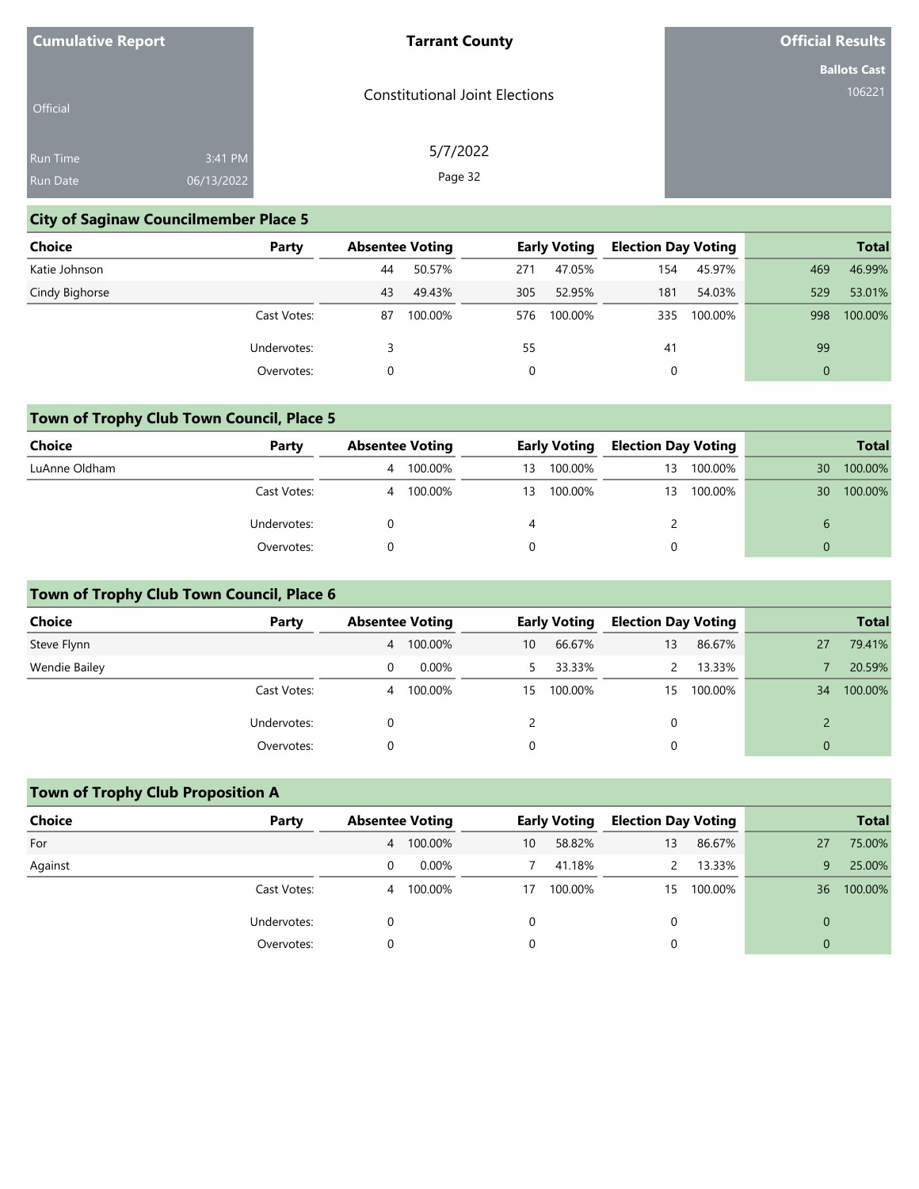| Cumulative Report | Tarrant County | Official Results |
|---|---|---|
| Official | Constitutional Joint Elections | Ballots Cast 106221 |
| Run Time 3:41 PM | 5/7/2022 | |
| Run Date 06/13/2022 | | |

## City of Saginaw Councilmember Place 5

| Choice | Party | Absentee Voting | | Early Voting | | Election Day Voting | | Total | |
|---|---|---|---|---|---|---|---|---|---|
| Katie Johnson | | 44 | 50.57% | 271 | 47.05% | 154 | 45.97% | 469 | 46.99% |
| Cindy Bighorse | | 43 | 49.43% | 305 | 52.95% | 181 | 54.03% | 529 | 53.01% |
| | Cast Votes: | 87 | 100.00% | 576 | 100.00% | 335 | 100.00% | 998 | 100.00% |
| | Undervotes: | 3 | | 55 | | 41 | | 99 | |
| | Overvotes: | 0 | | 0 | | 0 | | 0 | |

## Town of Trophy Club Town Council, Place 5

| Choice | Party | Absentee Voting | | Early Voting | | Election Day Voting | | Total | |
|---|---|---|---|---|---|---|---|---|---|
| LuAnne Oldham | | 4 | 100.00% | 13 | 100.00% | 13 | 100.00% | 30 | 100.00% |
| | Cast Votes: | 4 | 100.00% | 13 | 100.00% | 13 | 100.00% | 30 | 100.00% |
| | Undervotes: | 0 | | 4 | | 2 | | 6 | |
| | Overvotes: | 0 | | 0 | | 0 | | 0 | |

## Town of Trophy Club Town Council, Place 6

| Choice | Party | Absentee Voting | | Early Voting | | Election Day Voting | | Total | |
|---|---|---|---|---|---|---|---|---|---|
| Steve Flynn | | 4 | 100.00% | 10 | 66.67% | 13 | 86.67% | 27 | 79.41% |
| Wendie Bailey | | 0 | 0.00% | 5 | 33.33% | 2 | 13.33% | 7 | 20.59% |
| | Cast Votes: | 4 | 100.00% | 15 | 100.00% | 15 | 100.00% | 34 | 100.00% |
| | Undervotes: | 0 | | 2 | | 0 | | 2 | |
| | Overvotes: | 0 | | 0 | | 0 | | 0 | |

## Town of Trophy Club Proposition A

| Choice | Party | Absentee Voting | | Early Voting | | Election Day Voting | | Total | |
|---|---|---|---|---|---|---|---|---|---|
| For | | 4 | 100.00% | 10 | 58.82% | 13 | 86.67% | 27 | 75.00% |
| Against | | 0 | 0.00% | 7 | 41.18% | 2 | 13.33% | 9 | 25.00% |
| | Cast Votes: | 4 | 100.00% | 17 | 100.00% | 15 | 100.00% | 36 | 100.00% |
| | Undervotes: | 0 | | 0 | | 0 | | 0 | |
| | Overvotes: | 0 | | 0 | | 0 | | 0 | |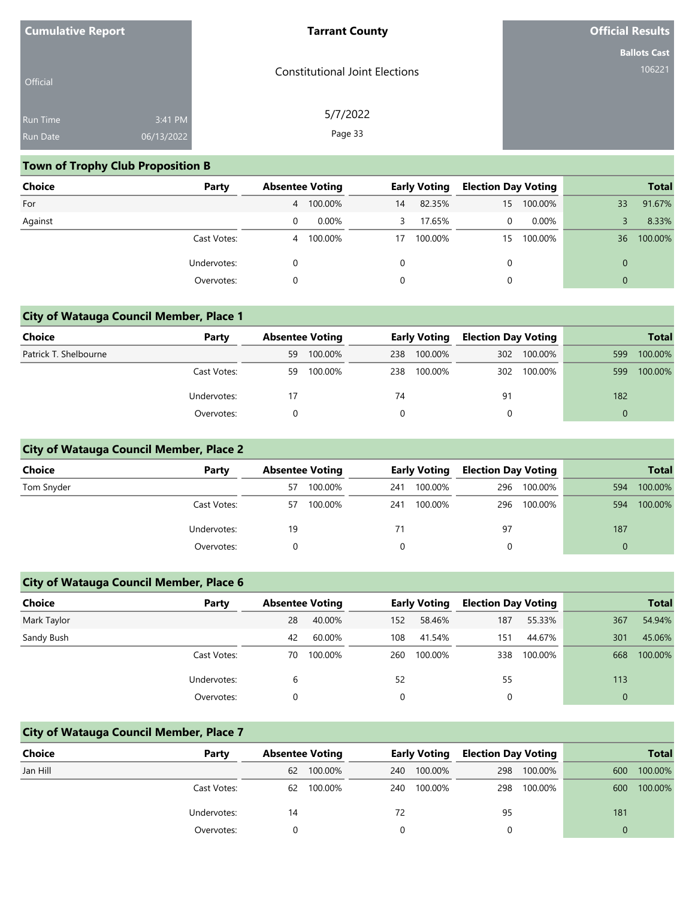| Cumulative Report | Tarrant County | Official Results |
|---|---|---|
| Official | Constitutional Joint Elections | Ballots Cast 106221 |
| Run Time 3:41 PM | 5/7/2022 | |
| Run Date 06/13/2022 | | |

## Town of Trophy Club Proposition B

| Choice | Party | Absentee Voting | | Early Voting | | Election Day Voting | | Total | |
|---|---|---|---|---|---|---|---|---|---|
| For | | 4 | 100.00% | 14 | 82.35% | 15 | 100.00% | 33 | 91.67% |
| Against | | 0 | 0.00% | 3 | 17.65% | 0 | 0.00% | 3 | 8.33% |
| | Cast Votes: | 4 | 100.00% | 17 | 100.00% | 15 | 100.00% | 36 | 100.00% |
| | Undervotes: | 0 | | 0 | | 0 | | 0 | |
| | Overvotes: | 0 | | 0 | | 0 | | 0 | |

## City of Watauga Council Member, Place 1

| Choice | Party | Absentee Voting | | Early Voting | | Election Day Voting | | Total | |
|---|---|---|---|---|---|---|---|---|---|
| Patrick T. Shelbourne | | 59 | 100.00% | 238 | 100.00% | 302 | 100.00% | 599 | 100.00% |
| | Cast Votes: | 59 | 100.00% | 238 | 100.00% | 302 | 100.00% | 599 | 100.00% |
| | Undervotes: | 17 | | 74 | | 91 | | 182 | |
| | Overvotes: | 0 | | 0 | | 0 | | 0 | |

## City of Watauga Council Member, Place 2

| Choice | Party | Absentee Voting | | Early Voting | | Election Day Voting | | Total | |
|---|---|---|---|---|---|---|---|---|---|
| Tom Snyder | | 57 | 100.00% | 241 | 100.00% | 296 | 100.00% | 594 | 100.00% |
| | Cast Votes: | 57 | 100.00% | 241 | 100.00% | 296 | 100.00% | 594 | 100.00% |
| | Undervotes: | 19 | | 71 | | 97 | | 187 | |
| | Overvotes: | 0 | | 0 | | 0 | | 0 | |

## City of Watauga Council Member, Place 6

| Choice | Party | Absentee Voting | | Early Voting | | Election Day Voting | | Total | |
|---|---|---|---|---|---|---|---|---|---|
| Mark Taylor | | 28 | 40.00% | 152 | 58.46% | 187 | 55.33% | 367 | 54.94% |
| Sandy Bush | | 42 | 60.00% | 108 | 41.54% | 151 | 44.67% | 301 | 45.06% |
| | Cast Votes: | 70 | 100.00% | 260 | 100.00% | 338 | 100.00% | 668 | 100.00% |
| | Undervotes: | 6 | | 52 | | 55 | | 113 | |
| | Overvotes: | 0 | | 0 | | 0 | | 0 | |

## City of Watauga Council Member, Place 7

| Choice | Party | Absentee Voting | | Early Voting | | Election Day Voting | | Total | |
|---|---|---|---|---|---|---|---|---|---|
| Jan Hill | | 62 | 100.00% | 240 | 100.00% | 298 | 100.00% | 600 | 100.00% |
| | Cast Votes: | 62 | 100.00% | 240 | 100.00% | 298 | 100.00% | 600 | 100.00% |
| | Undervotes: | 14 | | 72 | | 95 | | 181 | |
| | Overvotes: | 0 | | 0 | | 0 | | 0 | |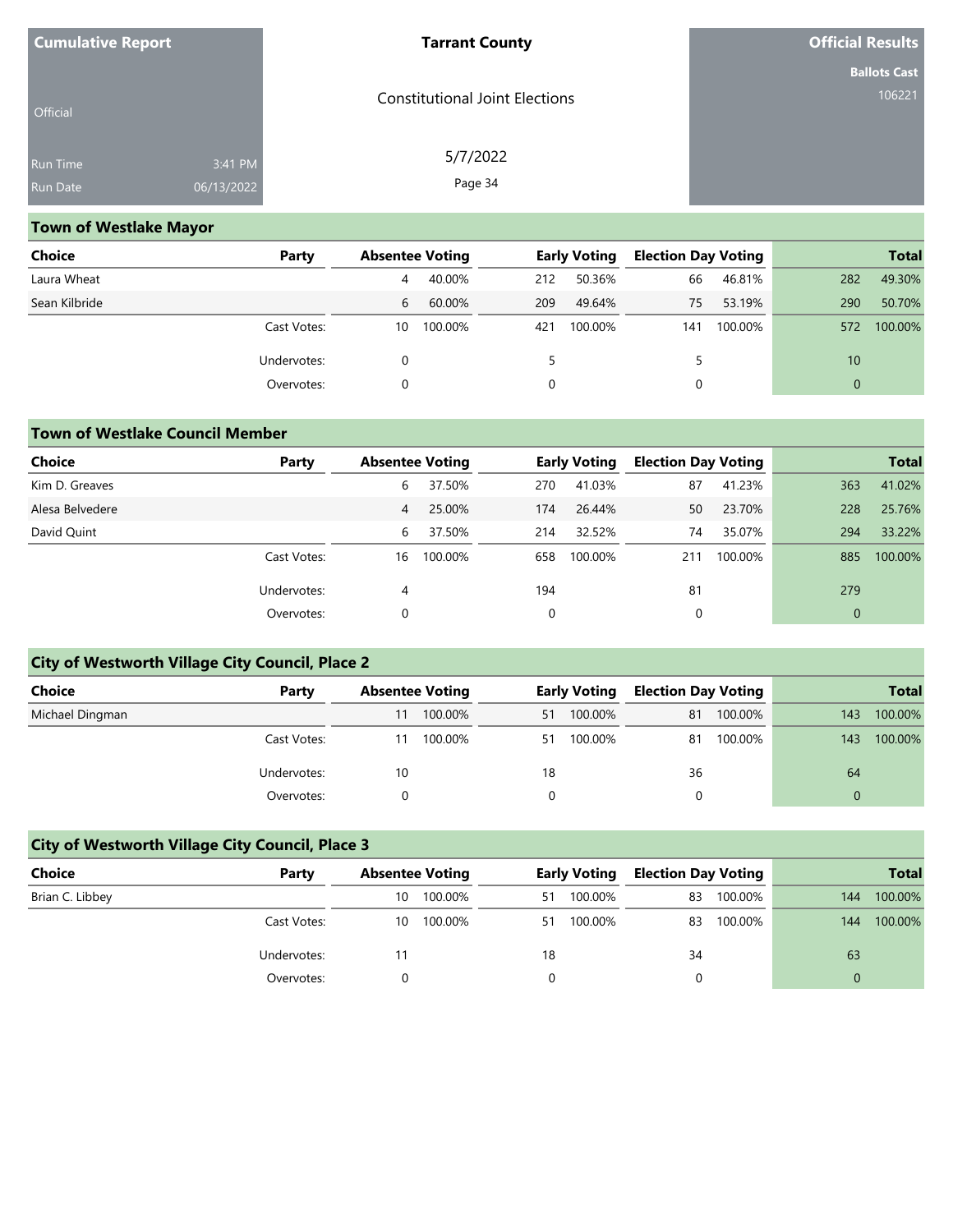Cumulative Report

Official

Run Time 3:41 PM
Run Date 06/13/2022

**Tarrant County**

Constitutional Joint Elections

5/7/2022

**Official Results**

**Ballots Cast** 106221

## Town of Westlake Mayor

| Choice | Party | Absentee Voting | | Early Voting | | Election Day Voting | | Total | |
|---|---|---|---|---|---|---|---|---|---|
| Laura Wheat | | 4 | 40.00% | 212 | 50.36% | 66 | 46.81% | 282 | 49.30% |
| Sean Kilbride | | 6 | 60.00% | 209 | 49.64% | 75 | 53.19% | 290 | 50.70% |
| | Cast Votes: | 10 | 100.00% | 421 | 100.00% | 141 | 100.00% | 572 | 100.00% |
| | Undervotes: | 0 | | 5 | | 5 | | 10 | |
| | Overvotes: | 0 | | 0 | | 0 | | 0 | |

## Town of Westlake Council Member

| Choice | Party | Absentee Voting | | Early Voting | | Election Day Voting | | Total | |
|---|---|---|---|---|---|---|---|---|---|
| Kim D. Greaves | | 6 | 37.50% | 270 | 41.03% | 87 | 41.23% | 363 | 41.02% |
| Alesa Belvedere | | 4 | 25.00% | 174 | 26.44% | 50 | 23.70% | 228 | 25.76% |
| David Quint | | 6 | 37.50% | 214 | 32.52% | 74 | 35.07% | 294 | 33.22% |
| | Cast Votes: | 16 | 100.00% | 658 | 100.00% | 211 | 100.00% | 885 | 100.00% |
| | Undervotes: | 4 | | 194 | | 81 | | 279 | |
| | Overvotes: | 0 | | 0 | | 0 | | 0 | |

## City of Westworth Village City Council, Place 2

| Choice | Party | Absentee Voting | | Early Voting | | Election Day Voting | | Total | |
|---|---|---|---|---|---|---|---|---|---|
| Michael Dingman | | 11 | 100.00% | 51 | 100.00% | 81 | 100.00% | 143 | 100.00% |
| | Cast Votes: | 11 | 100.00% | 51 | 100.00% | 81 | 100.00% | 143 | 100.00% |
| | Undervotes: | 10 | | 18 | | 36 | | 64 | |
| | Overvotes: | 0 | | 0 | | 0 | | 0 | |

## City of Westworth Village City Council, Place 3

| Choice | Party | Absentee Voting | | Early Voting | | Election Day Voting | | Total | |
|---|---|---|---|---|---|---|---|---|---|
| Brian C. Libbey | | 10 | 100.00% | 51 | 100.00% | 83 | 100.00% | 144 | 100.00% |
| | Cast Votes: | 10 | 100.00% | 51 | 100.00% | 83 | 100.00% | 144 | 100.00% |
| | Undervotes: | 11 | | 18 | | 34 | | 63 | |
| | Overvotes: | 0 | | 0 | | 0 | | 0 | |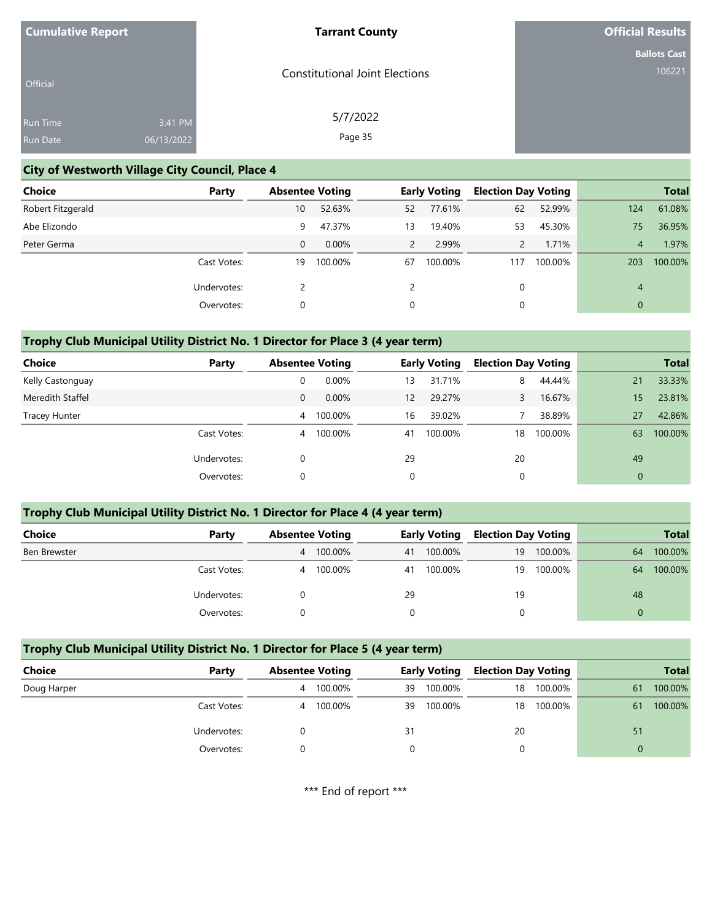**Cumulative Report**

Official

Run Time 3:41 PM

Run Date 06/13/2022

**Tarrant County**

Constitutional Joint Elections

5/7/2022

**Official Results**

**Ballots Cast**

106221

## City of Westworth Village City Council, Place 4

| Choice | Party | Absentee Voting | | Early Voting | | Election Day Voting | | Total | |
|---|---|---|---|---|---|---|---|---|---|
| Robert Fitzgerald | | 10 | 52.63% | 52 | 77.61% | 62 | 52.99% | 124 | 61.08% |
| Abe Elizondo | | 9 | 47.37% | 13 | 19.40% | 53 | 45.30% | 75 | 36.95% |
| Peter Germa | | 0 | 0.00% | 2 | 2.99% | 2 | 1.71% | 4 | 1.97% |
| | Cast Votes: | 19 | 100.00% | 67 | 100.00% | 117 | 100.00% | 203 | 100.00% |
| | Undervotes: | 2 | | 2 | | 0 | | 4 | |
| | Overvotes: | 0 | | 0 | | 0 | | 0 | |

## Trophy Club Municipal Utility District No. 1 Director for Place 3 (4 year term)

| Choice | Party | Absentee Voting | | Early Voting | | Election Day Voting | | Total | |
|---|---|---|---|---|---|---|---|---|---|
| Kelly Castonguay | | 0 | 0.00% | 13 | 31.71% | 8 | 44.44% | 21 | 33.33% |
| Meredith Staffel | | 0 | 0.00% | 12 | 29.27% | 3 | 16.67% | 15 | 23.81% |
| Tracey Hunter | | 4 | 100.00% | 16 | 39.02% | 7 | 38.89% | 27 | 42.86% |
| | Cast Votes: | 4 | 100.00% | 41 | 100.00% | 18 | 100.00% | 63 | 100.00% |
| | Undervotes: | 0 | | 29 | | 20 | | 49 | |
| | Overvotes: | 0 | | 0 | | 0 | | 0 | |

## Trophy Club Municipal Utility District No. 1 Director for Place 4 (4 year term)

| Choice | Party | Absentee Voting | | Early Voting | | Election Day Voting | | Total | |
|---|---|---|---|---|---|---|---|---|---|
| Ben Brewster | | 4 | 100.00% | 41 | 100.00% | 19 | 100.00% | 64 | 100.00% |
| | Cast Votes: | 4 | 100.00% | 41 | 100.00% | 19 | 100.00% | 64 | 100.00% |
| | Undervotes: | 0 | | 29 | | 19 | | 48 | |
| | Overvotes: | 0 | | 0 | | 0 | | 0 | |

## Trophy Club Municipal Utility District No. 1 Director for Place 5 (4 year term)

| Choice | Party | Absentee Voting | | Early Voting | | Election Day Voting | | Total | |
|---|---|---|---|---|---|---|---|---|---|
| Doug Harper | | 4 | 100.00% | 39 | 100.00% | 18 | 100.00% | 61 | 100.00% |
| | Cast Votes: | 4 | 100.00% | 39 | 100.00% | 18 | 100.00% | 61 | 100.00% |
| | Undervotes: | 0 | | 31 | | 20 | | 51 | |
| | Overvotes: | 0 | | 0 | | 0 | | 0 | |

*** End of report ***